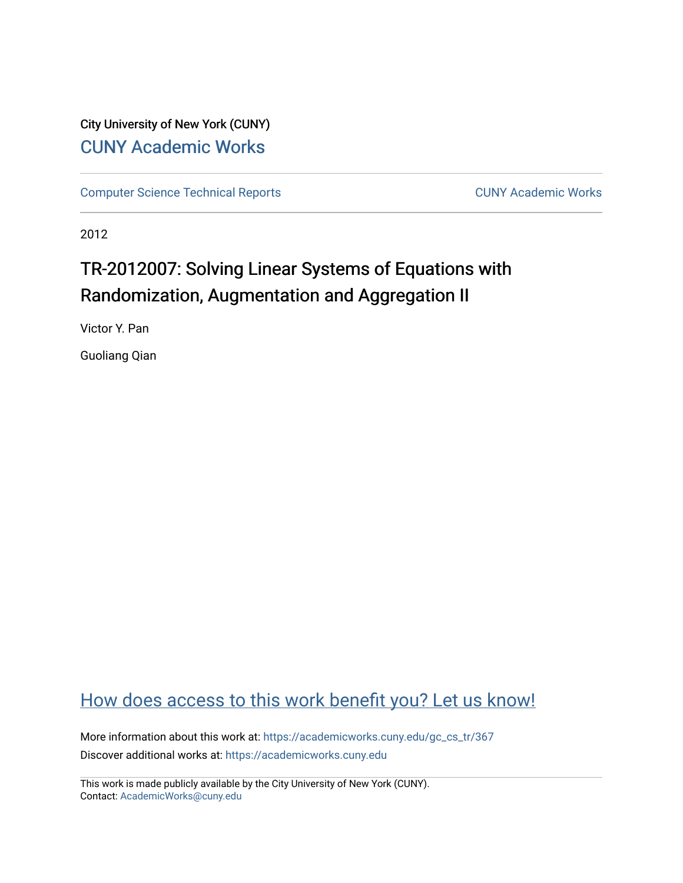City University of New York (CUNY)

CUNY Academic Works

Computer Science Technical Reports

CUNY Academic Works

2012

# TR-2012007: Solving Linear Systems of Equations with Randomization, Augmentation and Aggregation II

Victor Y. Pan

Guoliang Qian

How does access to this work benefit you? Let us know!

More information about this work at: https://academicworks.cuny.edu/gc_cs_tr/367

Discover additional works at: https://academicworks.cuny.edu

This work is made publicly available by the City University of New York (CUNY).
Contact: AcademicWorks@cuny.edu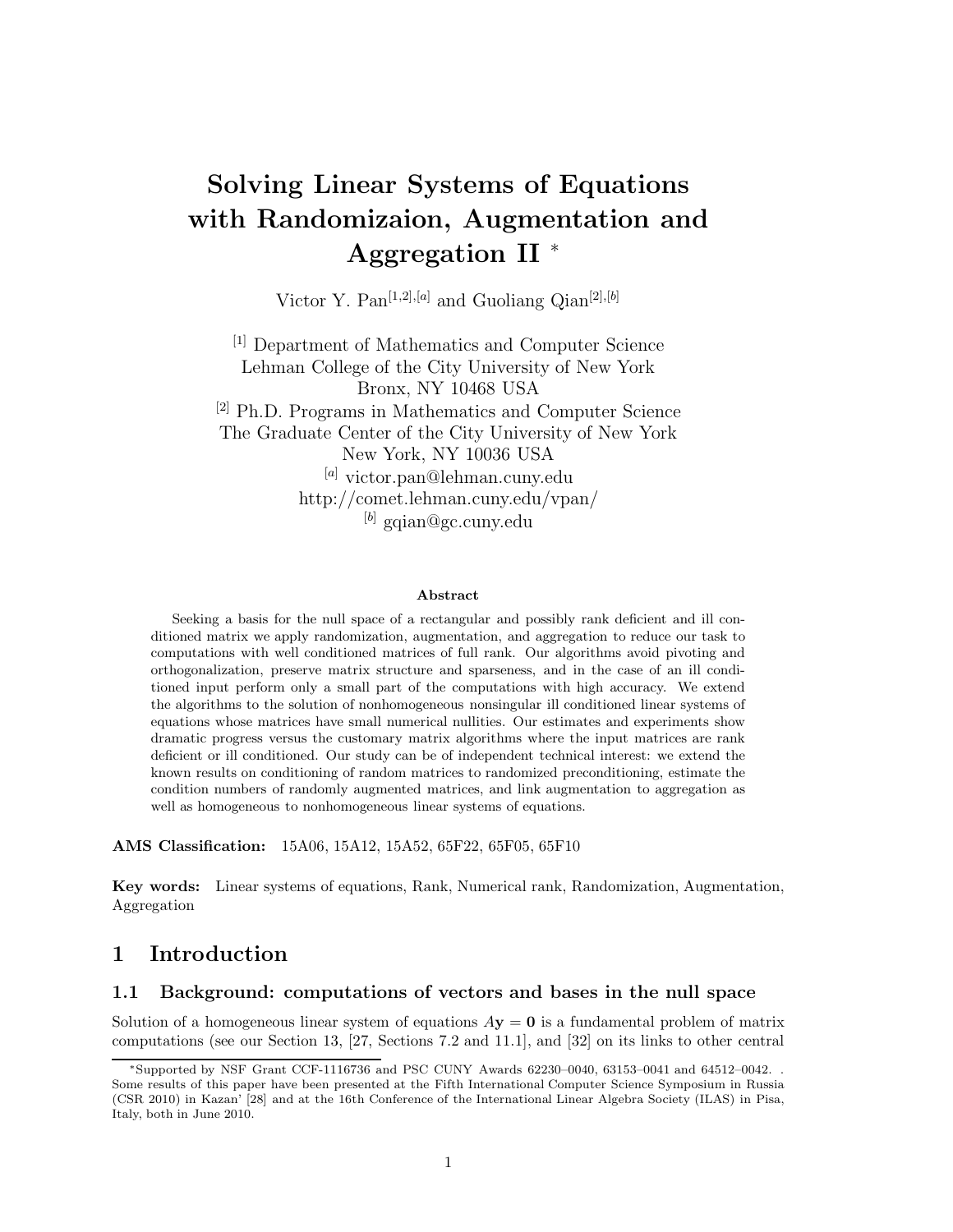# Solving Linear Systems of Equations with Randomizaion, Augmentation and Aggregation II *

Victor Y. Pan[1,2],[a] and Guoliang Qian[2],[b]

[1] Department of Mathematics and Computer Science
Lehman College of the City University of New York
Bronx, NY 10468 USA
[2] Ph.D. Programs in Mathematics and Computer Science
The Graduate Center of the City University of New York
New York, NY 10036 USA
[a] victor.pan@lehman.cuny.edu
http://comet.lehman.cuny.edu/vpan/
[b] gqian@gc.cuny.edu

**Abstract**

Seeking a basis for the null space of a rectangular and possibly rank deficient and ill conditioned matrix we apply randomization, augmentation, and aggregation to reduce our task to computations with well conditioned matrices of full rank. Our algorithms avoid pivoting and orthogonalization, preserve matrix structure and sparseness, and in the case of an ill conditioned input perform only a small part of the computations with high accuracy. We extend the algorithms to the solution of nonhomogeneous nonsingular ill conditioned linear systems of equations whose matrices have small numerical nullities. Our estimates and experiments show dramatic progress versus the customary matrix algorithms where the input matrices are rank deficient or ill conditioned. Our study can be of independent technical interest: we extend the known results on conditioning of random matrices to randomized preconditioning, estimate the condition numbers of randomly augmented matrices, and link augmentation to aggregation as well as homogeneous to nonhomogeneous linear systems of equations.

**AMS Classification:** 15A06, 15A12, 15A52, 65F22, 65F05, 65F10

**Key words:** Linear systems of equations, Rank, Numerical rank, Randomization, Augmentation, Aggregation

## 1 Introduction

### 1.1 Background: computations of vectors and bases in the null space

Solution of a homogeneous linear system of equations $A\mathbf{y} = \mathbf{0}$ is a fundamental problem of matrix computations (see our Section 13, [27, Sections 7.2 and 11.1], and [32] on its links to other central

*Supported by NSF Grant CCF-1116736 and PSC CUNY Awards 62230–0040, 63153–0041 and 64512–0042. . Some results of this paper have been presented at the Fifth International Computer Science Symposium in Russia (CSR 2010) in Kazan' [28] and at the 16th Conference of the International Linear Algebra Society (ILAS) in Pisa, Italy, both in June 2010.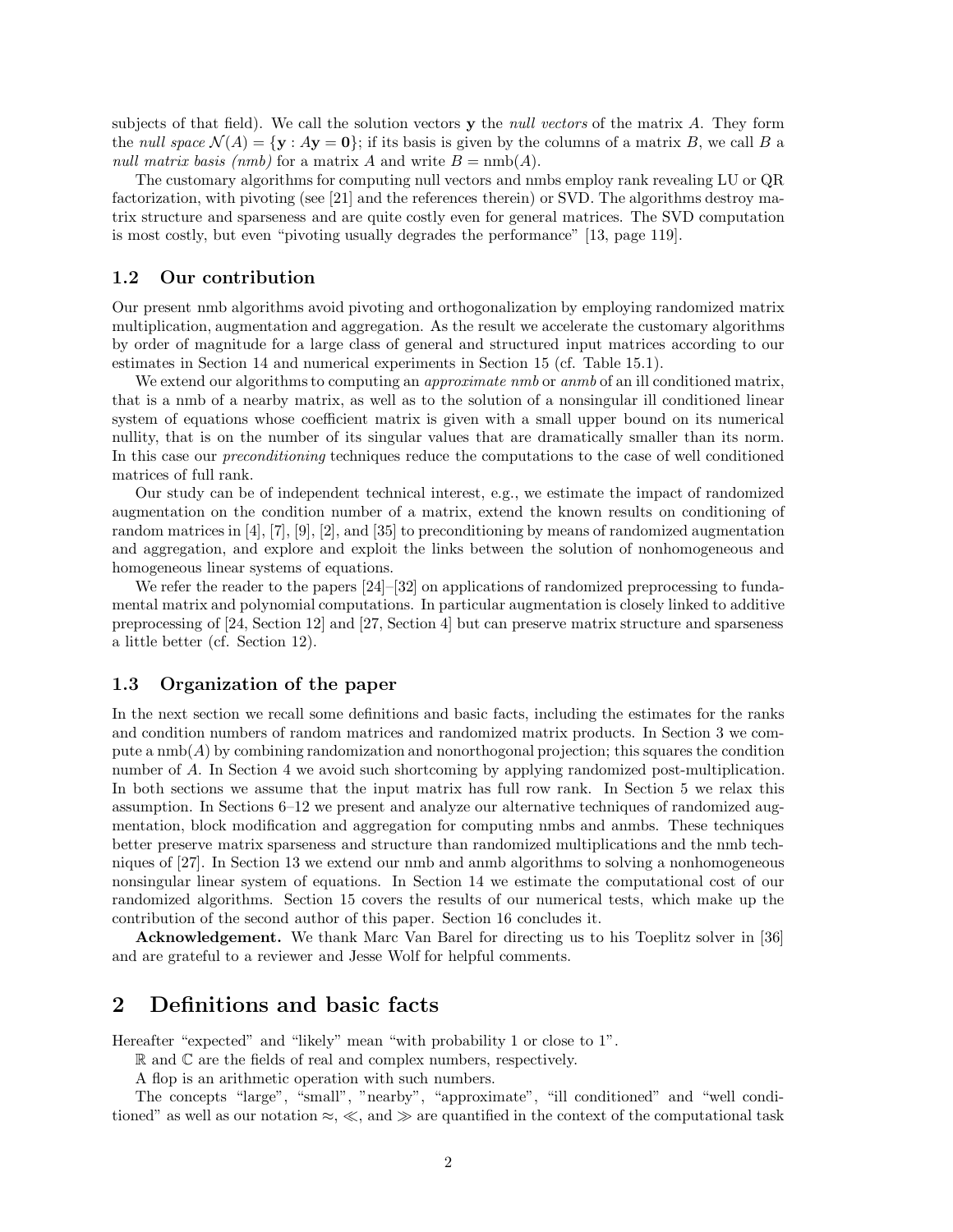subjects of that field). We call the solution vectors $\mathbf{y}$ the *null vectors* of the matrix $A$. They form the *null space* $\mathcal{N}(A) = \{\mathbf{y} : A\mathbf{y} = \mathbf{0}\}$; if its basis is given by the columns of a matrix $B$, we call $B$ a *null matrix basis (nmb)* for a matrix $A$ and write $B = \text{nmb}(A)$.

The customary algorithms for computing null vectors and nmbs employ rank revealing LU or QR factorization, with pivoting (see [21] and the references therein) or SVD. The algorithms destroy matrix structure and sparseness and are quite costly even for general matrices. The SVD computation is most costly, but even "pivoting usually degrades the performance" [13, page 119].

### 1.2 Our contribution

Our present nmb algorithms avoid pivoting and orthogonalization by employing randomized matrix multiplication, augmentation and aggregation. As the result we accelerate the customary algorithms by order of magnitude for a large class of general and structured input matrices according to our estimates in Section 14 and numerical experiments in Section 15 (cf. Table 15.1).

We extend our algorithms to computing an *approximate nmb* or *anmb* of an ill conditioned matrix, that is a nmb of a nearby matrix, as well as to the solution of a nonsingular ill conditioned linear system of equations whose coefficient matrix is given with a small upper bound on its numerical nullity, that is on the number of its singular values that are dramatically smaller than its norm. In this case our *preconditioning* techniques reduce the computations to the case of well conditioned matrices of full rank.

Our study can be of independent technical interest, e.g., we estimate the impact of randomized augmentation on the condition number of a matrix, extend the known results on conditioning of random matrices in [4], [7], [9], [2], and [35] to preconditioning by means of randomized augmentation and aggregation, and explore and exploit the links between the solution of nonhomogeneous and homogeneous linear systems of equations.

We refer the reader to the papers [24]–[32] on applications of randomized preprocessing to fundamental matrix and polynomial computations. In particular augmentation is closely linked to additive preprocessing of [24, Section 12] and [27, Section 4] but can preserve matrix structure and sparseness a little better (cf. Section 12).

### 1.3 Organization of the paper

In the next section we recall some definitions and basic facts, including the estimates for the ranks and condition numbers of random matrices and randomized matrix products. In Section 3 we compute a $\text{nmb}(A)$ by combining randomization and nonorthogonal projection; this squares the condition number of $A$. In Section 4 we avoid such shortcoming by applying randomized post-multiplication. In both sections we assume that the input matrix has full row rank. In Section 5 we relax this assumption. In Sections 6–12 we present and analyze our alternative techniques of randomized augmentation, block modification and aggregation for computing nmbs and anmbs. These techniques better preserve matrix sparseness and structure than randomized multiplications and the nmb techniques of [27]. In Section 13 we extend our nmb and anmb algorithms to solving a nonhomogeneous nonsingular linear system of equations. In Section 14 we estimate the computational cost of our randomized algorithms. Section 15 covers the results of our numerical tests, which make up the contribution of the second author of this paper. Section 16 concludes it.

**Acknowledgement.** We thank Marc Van Barel for directing us to his Toeplitz solver in [36] and are grateful to a reviewer and Jesse Wolf for helpful comments.

## 2 Definitions and basic facts

Hereafter "expected" and "likely" mean "with probability 1 or close to 1".

$\mathbb{R}$ and $\mathbb{C}$ are the fields of real and complex numbers, respectively.

A flop is an arithmetic operation with such numbers.

The concepts "large", "small", "nearby", "approximate", "ill conditioned" and "well conditioned" as well as our notation $\approx$, $\ll$, and $\gg$ are quantified in the context of the computational task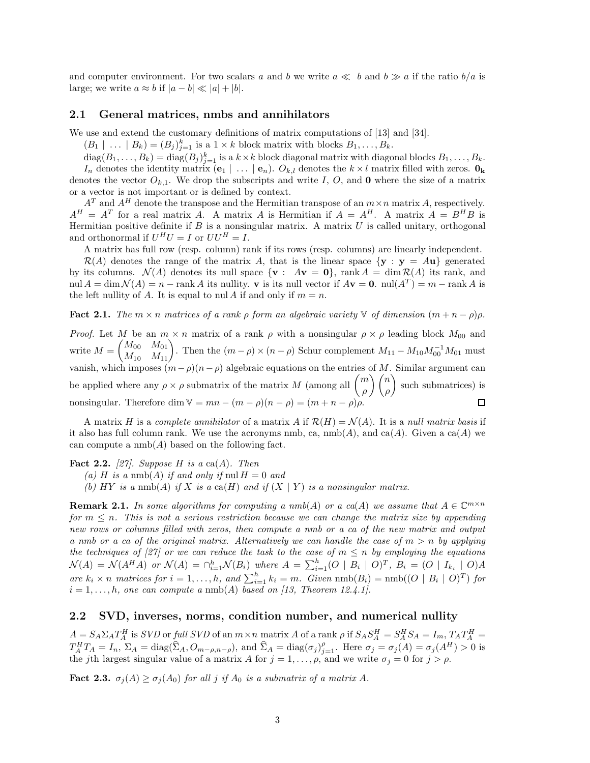and computer environment. For two scalars $a$ and $b$ we write $a \ll b$ and $b \gg a$ if the ratio $b/a$ is large; we write $a \approx b$ if $|a - b| \ll |a| + |b|$.

## 2.1 General matrices, nmbs and annihilators

We use and extend the customary definitions of matrix computations of [13] and [34].

$(B_1 \mid \ldots \mid B_k) = (B_j)_{j=1}^k$ is a $1 \times k$ block matrix with blocks $B_1, \ldots, B_k$.

$\mathrm{diag}(B_1, \ldots, B_k) = \mathrm{diag}(B_j)_{j=1}^k$ is a $k \times k$ block diagonal matrix with diagonal blocks $B_1, \ldots, B_k$.

$I_n$ denotes the identity matrix $(\mathbf{e}_1 \mid \ldots \mid \mathbf{e}_n)$. $O_{k,l}$ denotes the $k \times l$ matrix filled with zeros. $\mathbf{0_k}$ denotes the vector $O_{k,1}$. We drop the subscripts and write $I$, $O$, and $\mathbf{0}$ where the size of a matrix or a vector is not important or is defined by context.

$A^T$ and $A^H$ denote the transpose and the Hermitian transpose of an $m \times n$ matrix $A$, respectively. $A^H = A^T$ for a real matrix $A$. A matrix $A$ is Hermitian if $A = A^H$. A matrix $A = B^H B$ is Hermitian positive definite if $B$ is a nonsingular matrix. A matrix $U$ is called unitary, orthogonal and orthonormal if $U^H U = I$ or $UU^H = I$.

A matrix has full row (resp. column) rank if its rows (resp. columns) are linearly independent.

$\mathcal{R}(A)$ denotes the range of the matrix $A$, that is the linear space $\{\mathbf{y} : \mathbf{y} = A\mathbf{u}\}$ generated by its columns. $\mathcal{N}(A)$ denotes its null space $\{\mathbf{v} : A\mathbf{v} = \mathbf{0}\}$, $\mathrm{rank}\, A = \dim \mathcal{R}(A)$ its rank, and $\mathrm{nul}\, A = \dim \mathcal{N}(A) = n - \mathrm{rank}\, A$ its nullity. $\mathbf{v}$ is its null vector if $A\mathbf{v} = \mathbf{0}$. $\mathrm{nul}(A^T) = m - \mathrm{rank}\, A$ is the left nullity of $A$. It is equal to $\mathrm{nul}\, A$ if and only if $m = n$.

**Fact 2.1.** *The $m \times n$ matrices of a rank $\rho$ form an algebraic variety $\mathbb{V}$ of dimension $(m + n - \rho)\rho$.*

*Proof.* Let $M$ be an $m \times n$ matrix of a rank $\rho$ with a nonsingular $\rho \times \rho$ leading block $M_{00}$ and write $M = \begin{pmatrix} M_{00} & M_{01} \\ M_{10} & M_{11} \end{pmatrix}$. Then the $(m - \rho) \times (n - \rho)$ Schur complement $M_{11} - M_{10} M_{00}^{-1} M_{01}$ must vanish, which imposes $(m - \rho)(n - \rho)$ algebraic equations on the entries of $M$. Similar argument can be applied where any $\rho \times \rho$ submatrix of the matrix $M$ (among all $\binom{m}{\rho}\binom{n}{\rho}$ such submatrices) is nonsingular. Therefore $\dim \mathbb{V} = mn - (m - \rho)(n - \rho) = (m + n - \rho)\rho$. $\square$

A matrix $H$ is a *complete annihilator* of a matrix $A$ if $\mathcal{R}(H) = \mathcal{N}(A)$. It is a *null matrix basis* if it also has full column rank. We use the acronyms nmb, ca, $\mathrm{nmb}(A)$, and $\mathrm{ca}(A)$. Given a $\mathrm{ca}(A)$ we can compute a $\mathrm{nmb}(A)$ based on the following fact.

**Fact 2.2.** *[27]. Suppose $H$ is a $\mathrm{ca}(A)$. Then*

*(a) $H$ is a $\mathrm{nmb}(A)$ if and only if $\mathrm{nul}\, H = 0$ and*

*(b) $HY$ is a $\mathrm{nmb}(A)$ if $X$ is a $\mathrm{ca}(H)$ and if $(X \mid Y)$ is a nonsingular matrix.*

**Remark 2.1.** *In some algorithms for computing a nmb(A) or a ca(A) we assume that $A \in \mathbb{C}^{m \times n}$ for $m \le n$. This is not a serious restriction because we can change the matrix size by appending new rows or columns filled with zeros, then compute a nmb or a ca of the new matrix and output a nmb or a ca of the original matrix. Alternatively we can handle the case of $m > n$ by applying the techniques of [27] or we can reduce the task to the case of $m \le n$ by employing the equations $\mathcal{N}(A) = \mathcal{N}(A^H A)$ or $\mathcal{N}(A) = \cap_{i=1}^h \mathcal{N}(B_i)$ where $A = \sum_{i=1}^h (O \mid B_i \mid O)^T$, $B_i = (O \mid I_{k_i} \mid O)A$ are $k_i \times n$ matrices for $i = 1, \ldots, h$, and $\sum_{i=1}^h k_i = m$. Given $\mathrm{nmb}(B_i) = \mathrm{nmb}((O \mid B_i \mid O)^T)$ for $i = 1, \ldots, h$, one can compute a $\mathrm{nmb}(A)$ based on [13, Theorem 12.4.1].*

## 2.2 SVD, inverses, norms, condition number, and numerical nullity

$A = S_A \Sigma_A T_A^H$ is *SVD* or *full SVD* of an $m \times n$ matrix $A$ of a rank $\rho$ if $S_A S_A^H = S_A^H S_A = I_m$, $T_A T_A^H = T_A^H T_A = I_n$, $\Sigma_A = \mathrm{diag}(\widehat{\Sigma}_A, O_{m-\rho, n-\rho})$, and $\widehat{\Sigma}_A = \mathrm{diag}(\sigma_j)_{j=1}^{\rho}$. Here $\sigma_j = \sigma_j(A) = \sigma_j(A^H) > 0$ is the $j$th largest singular value of a matrix $A$ for $j = 1, \ldots, \rho$, and we write $\sigma_j = 0$ for $j > \rho$.

**Fact 2.3.** *$\sigma_j(A) \ge \sigma_j(A_0)$ for all $j$ if $A_0$ is a submatrix of a matrix $A$.*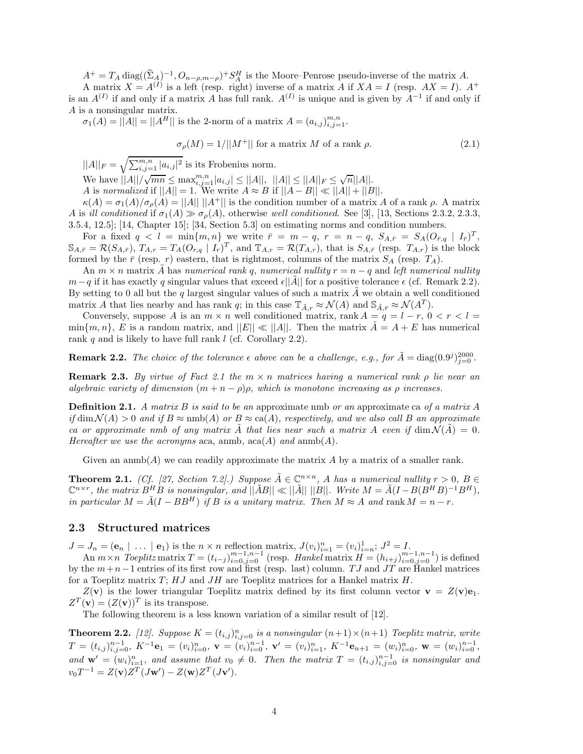$A^+ = T_A \operatorname{diag}((\widehat{\Sigma}_A)^{-1}, O_{n-\rho,m-\rho})^+ S_A^H$ is the Moore–Penrose pseudo-inverse of the matrix $A$.

A matrix $X = A^{(I)}$ is a left (resp. right) inverse of a matrix $A$ if $XA = I$ (resp. $AX = I$). $A^+$ is an $A^{(I)}$ if and only if a matrix $A$ has full rank. $A^{(I)}$ is unique and is given by $A^{-1}$ if and only if $A$ is a nonsingular matrix.

$\sigma_1(A) = ||A|| = ||A^H||$ is the 2-norm of a matrix $A = (a_{i,j})_{i,j=1}^{m,n}$.

$$\sigma_\rho(M) = 1/||M^+|| \text{ for a matrix } M \text{ of a rank } \rho. \tag{2.1}$$

$||A||_F = \sqrt{\sum_{i,j=1}^{m,n} |a_{i,j}|^2}$ is its Frobenius norm.

We have $||A||/\sqrt{mn} \le \max_{i,j=1}^{m,n} |a_{i,j}| \le ||A||$, $||A|| \le ||A||_F \le \sqrt{n}||A||$.

$A$ is *normalized* if $||A|| = 1$. We write $A \approx B$ if $||A - B|| \ll ||A|| + ||B||$.

$\kappa(A) = \sigma_1(A)/\sigma_\rho(A) = ||A||\,||A^+||$ is the condition number of a matrix $A$ of a rank $\rho$. A matrix $A$ is *ill conditioned* if $\sigma_1(A) \gg \sigma_\rho(A)$, otherwise *well conditioned*. See [3], [13, Sections 2.3.2, 2.3.3, 3.5.4, 12.5]; [14, Chapter 15]; [34, Section 5.3] on estimating norms and condition numbers.

For a fixed $q < l = \min\{m, n\}$ we write $\bar{r} = m - q$, $r = n - q$, $S_{A,\bar{r}} = S_A(O_{\bar{r},q} \mid I_{\bar{r}})^T$, $\mathbb{S}_{A,\bar{r}} = \mathcal{R}(S_{A,\bar{r}})$, $T_{A,r} = T_A(O_{r,q} \mid I_r)^T$, and $\mathbb{T}_{A,r} = \mathcal{R}(T_{A,r})$, that is $S_{A,\bar{r}}$ (resp. $T_{A,r}$) is the block formed by the $\bar{r}$ (resp. $r$) eastern, that is rightmost, columns of the matrix $S_A$ (resp. $T_A$).

An $m \times n$ matrix $\tilde{A}$ has *numerical rank* $q$, *numerical nullity* $r = n - q$ and *left numerical nullity* $m - q$ if it has exactly $q$ singular values that exceed $\epsilon||\tilde{A}||$ for a positive tolerance $\epsilon$ (cf. Remark 2.2). By setting to 0 all but the $q$ largest singular values of such a matrix $\tilde{A}$ we obtain a well conditioned matrix $A$ that lies nearby and has rank $q$; in this case $\mathbb{T}_{\tilde{A},r} \approx \mathcal{N}(A)$ and $\mathbb{S}_{\tilde{A},\bar{r}} \approx \mathcal{N}(A^T)$.

Conversely, suppose $A$ is an $m \times n$ well conditioned matrix, $\operatorname{rank} A = q = l - r$, $0 < r < l = \min\{m, n\}$, $E$ is a random matrix, and $||E|| \ll ||A||$. Then the matrix $\tilde{A} = A + E$ has numerical rank $q$ and is likely to have full rank $l$ (cf. Corollary 2.2).

**Remark 2.2.** *The choice of the tolerance $\epsilon$ above can be a challenge, e.g., for $\tilde{A} = \operatorname{diag}(0.9^j)_{j=0}^{2000}$.*

**Remark 2.3.** *By virtue of Fact 2.1 the $m \times n$ matrices having a numerical rank $\rho$ lie near an algebraic variety of dimension $(m + n - \rho)\rho$, which is monotone increasing as $\rho$ increases.*

**Definition 2.1.** *A matrix $B$ is said to be an* approximate nmb *or an* approximate ca *of a matrix $A$ if $\dim \mathcal{N}(A) > 0$ and if $B \approx \operatorname{nmb}(A)$ or $B \approx \operatorname{ca}(A)$, respectively, and we also call $B$ an approximate ca or approximate nmb of any matrix $\tilde{A}$ that lies near such a matrix $A$ even if $\dim \mathcal{N}(\tilde{A}) = 0$. Hereafter we use the acronyms* aca, anmb, aca$(A)$ *and* anmb$(A)$.

Given an anmb$(A)$ we can readily approximate the matrix $A$ by a matrix of a smaller rank.

**Theorem 2.1.** *(Cf. [27, Section 7.2].) Suppose $\tilde{A} \in \mathbb{C}^{n\times n}$, $A$ has a numerical nullity $r > 0$, $B \in \mathbb{C}^{n\times r}$, the matrix $B^H B$ is nonsingular, and $||\tilde{A}B|| \ll ||\tilde{A}||\,||B||$. Write $M = \tilde{A}(I - B(B^H B)^{-1}B^H)$, in particular $M = \tilde{A}(I - BB^H)$ if $B$ is a unitary matrix. Then $M \approx A$ and $\operatorname{rank} M = n - r$.*

## 2.3 Structured matrices

$J = J_n = (\mathbf{e}_n \mid \ \ldots \ \mid \mathbf{e}_1)$ is the $n \times n$ reflection matrix, $J(v_i)_{i=1}^n = (v_i)_{i=n}^1$; $J^2 = I$.

An $m\times n$ *Toeplitz* matrix $T = (t_{i-j})_{i=0,j=0}^{m-1,n-1}$ (resp. *Hankel* matrix $H = (h_{i+j})_{i=0,j=0}^{m-1,n-1}$) is defined by the $m+n-1$ entries of its first row and first (resp. last) column. $TJ$ and $JT$ are Hankel matrices for a Toeplitz matrix $T$; $HJ$ and $JH$ are Toeplitz matrices for a Hankel matrix $H$.

$Z(\mathbf{v})$ is the lower triangular Toeplitz matrix defined by its first column vector $\mathbf{v} = Z(\mathbf{v})\mathbf{e}_1$. $Z^T(\mathbf{v}) = (Z(\mathbf{v}))^T$ is its transpose.

The following theorem is a less known variation of a similar result of [12].

**Theorem 2.2.** *[12]. Suppose $K = (t_{i,j})_{i,j=0}^n$ is a nonsingular $(n+1)\times(n+1)$ Toeplitz matrix, write $T = (t_{i,j})_{i,j=0}^{n-1}$, $K^{-1}\mathbf{e}_1 = (v_i)_{i=0}^n$, $\mathbf{v} = (v_i)_{i=0}^{n-1}$, $\mathbf{v}' = (v_i)_{i=1}^n$, $K^{-1}\mathbf{e}_{n+1} = (w_i)_{i=0}^n$, $\mathbf{w} = (w_i)_{i=0}^{n-1}$, and $\mathbf{w}' = (w_i)_{i=1}^n$, and assume that $v_0 \ne 0$. Then the matrix $T = (t_{i,j})_{i,j=0}^{n-1}$ is nonsingular and $v_0 T^{-1} = Z(\mathbf{v})Z^T(J\mathbf{w}') - Z(\mathbf{w})Z^T(J\mathbf{v}')$.*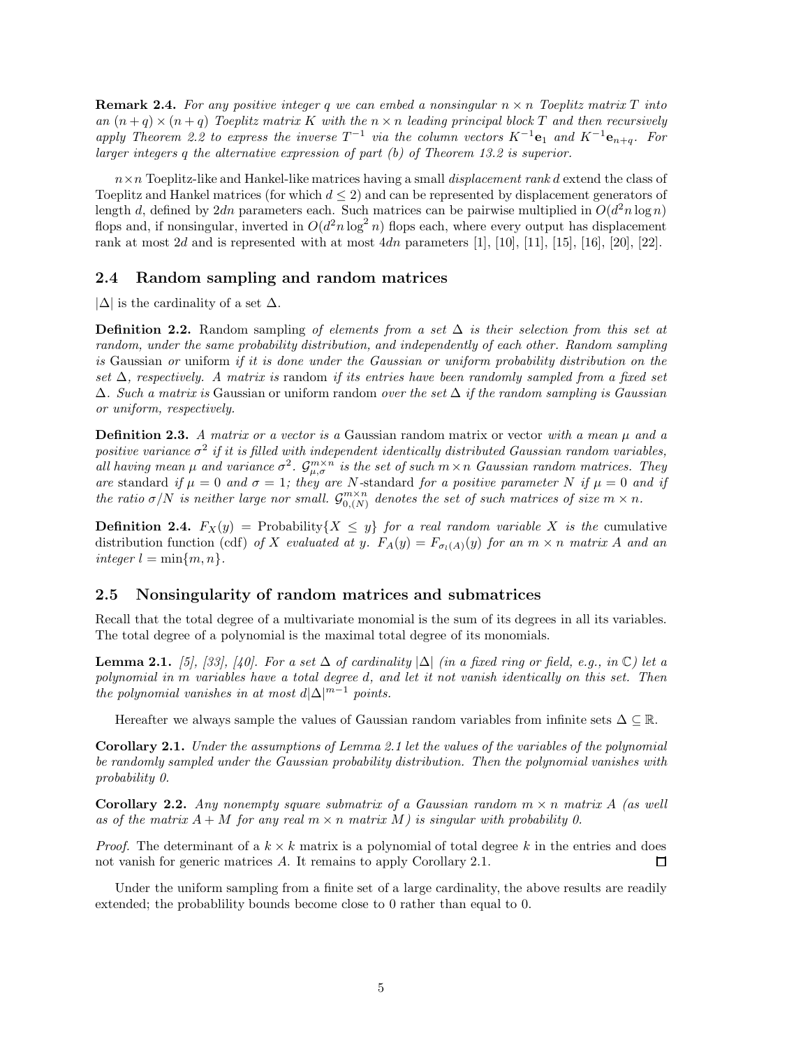**Remark 2.4.** *For any positive integer $q$ we can embed a nonsingular $n \times n$ Toeplitz matrix $T$ into an $(n+q) \times (n+q)$ Toeplitz matrix $K$ with the $n \times n$ leading principal block $T$ and then recursively apply Theorem 2.2 to express the inverse $T^{-1}$ via the column vectors $K^{-1}\mathbf{e}_1$ and $K^{-1}\mathbf{e}_{n+q}$. For larger integers $q$ the alternative expression of part (b) of Theorem 13.2 is superior.*

$n \times n$ Toeplitz-like and Hankel-like matrices having a small *displacement rank* $d$ extend the class of Toeplitz and Hankel matrices (for which $d \leq 2$) and can be represented by displacement generators of length $d$, defined by $2dn$ parameters each. Such matrices can be pairwise multiplied in $O(d^2 n \log n)$ flops and, if nonsingular, inverted in $O(d^2 n \log^2 n)$ flops each, where every output has displacement rank at most $2d$ and is represented with at most $4dn$ parameters [1], [10], [11], [15], [16], [20], [22].

## 2.4 Random sampling and random matrices

$|\Delta|$ is the cardinality of a set $\Delta$.

**Definition 2.2.** Random sampling *of elements from a set $\Delta$ is their selection from this set at random, under the same probability distribution, and independently of each other. Random sampling is* Gaussian *or* uniform *if it is done under the Gaussian or uniform probability distribution on the set $\Delta$, respectively. A matrix is* random *if its entries have been randomly sampled from a fixed set $\Delta$. Such a matrix is* Gaussian or uniform random *over the set $\Delta$ if the random sampling is Gaussian or uniform, respectively.*

**Definition 2.3.** *A matrix or a vector is a* Gaussian random matrix or vector *with a mean $\mu$ and a positive variance $\sigma^2$ if it is filled with independent identically distributed Gaussian random variables, all having mean $\mu$ and variance $\sigma^2$. $\mathcal{G}_{\mu,\sigma}^{m \times n}$ is the set of such $m \times n$ Gaussian random matrices. They are* standard *if $\mu = 0$ and $\sigma = 1$; they are $N$-*standard *for a positive parameter $N$ if $\mu = 0$ and if the ratio $\sigma/N$ is neither large nor small. $\mathcal{G}_{0,(N)}^{m \times n}$ denotes the set of such matrices of size $m \times n$.*

**Definition 2.4.** $F_X(y) = \text{Probability}\{X \leq y\}$ *for a real random variable $X$ is the* cumulative distribution function (cdf) *of $X$ evaluated at $y$. $F_A(y) = F_{\sigma_l(A)}(y)$ for an $m \times n$ matrix $A$ and an integer $l = \min\{m, n\}$.*

## 2.5 Nonsingularity of random matrices and submatrices

Recall that the total degree of a multivariate monomial is the sum of its degrees in all its variables. The total degree of a polynomial is the maximal total degree of its monomials.

**Lemma 2.1.** *[5], [33], [40]. For a set $\Delta$ of cardinality $|\Delta|$ (in a fixed ring or field, e.g., in $\mathbb{C}$) let a polynomial in $m$ variables have a total degree $d$, and let it not vanish identically on this set. Then the polynomial vanishes in at most $d|\Delta|^{m-1}$ points.*

Hereafter we always sample the values of Gaussian random variables from infinite sets $\Delta \subseteq \mathbb{R}$.

**Corollary 2.1.** *Under the assumptions of Lemma 2.1 let the values of the variables of the polynomial be randomly sampled under the Gaussian probability distribution. Then the polynomial vanishes with probability 0.*

**Corollary 2.2.** *Any nonempty square submatrix of a Gaussian random $m \times n$ matrix $A$ (as well as of the matrix $A + M$ for any real $m \times n$ matrix $M$) is singular with probability 0.*

*Proof.* The determinant of a $k \times k$ matrix is a polynomial of total degree $k$ in the entries and does not vanish for generic matrices $A$. It remains to apply Corollary 2.1. $\square$

Under the uniform sampling from a finite set of a large cardinality, the above results are readily extended; the probablility bounds become close to 0 rather than equal to 0.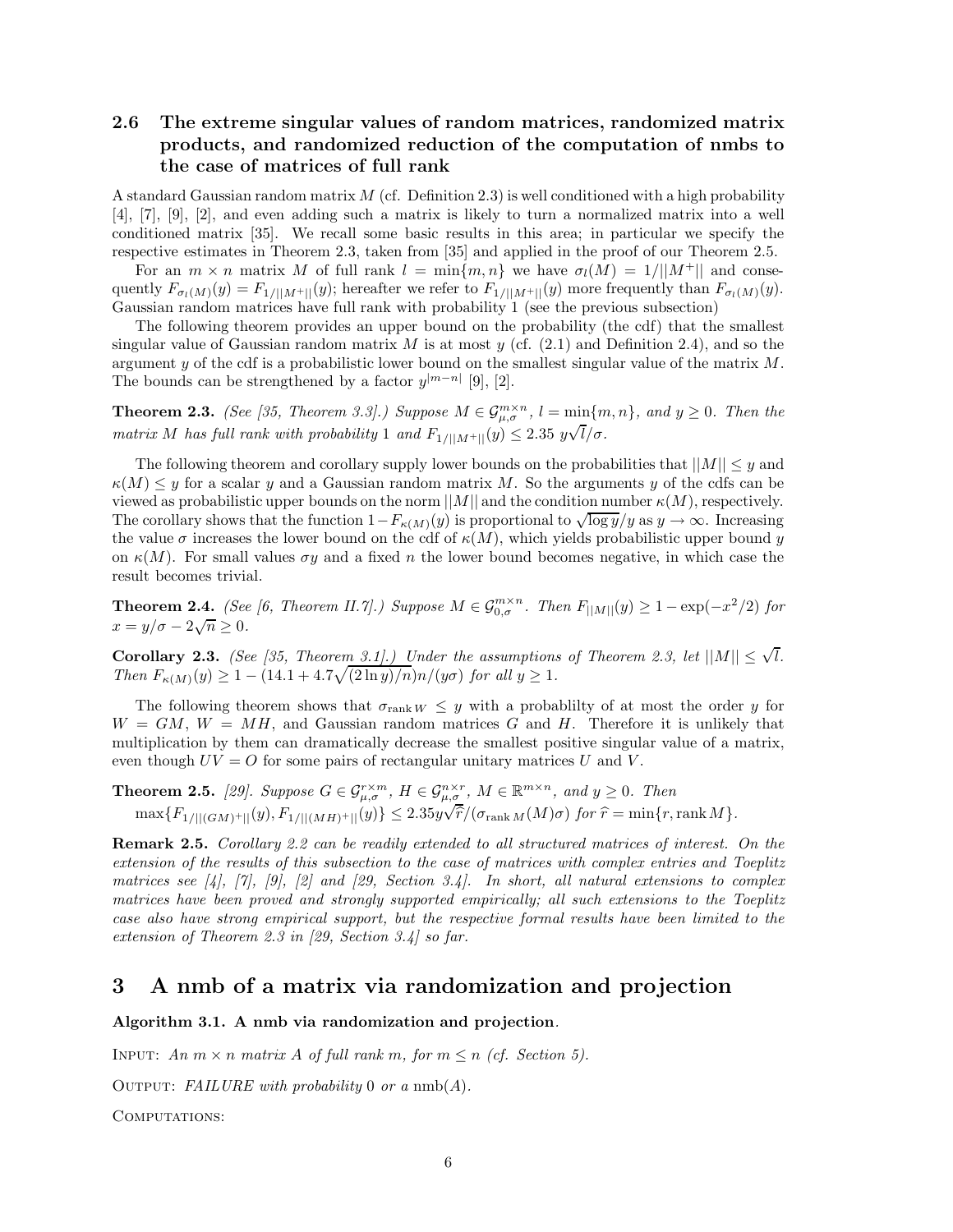### 2.6 The extreme singular values of random matrices, randomized matrix products, and randomized reduction of the computation of nmbs to the case of matrices of full rank

A standard Gaussian random matrix $M$ (cf. Definition 2.3) is well conditioned with a high probability [4], [7], [9], [2], and even adding such a matrix is likely to turn a normalized matrix into a well conditioned matrix [35]. We recall some basic results in this area; in particular we specify the respective estimates in Theorem 2.3, taken from [35] and applied in the proof of our Theorem 2.5.

For an $m \times n$ matrix $M$ of full rank $l = \min\{m, n\}$ we have $\sigma_l(M) = 1/||M^+||$ and consequently $F_{\sigma_l(M)}(y) = F_{1/||M^+||}(y)$; hereafter we refer to $F_{1/||M^+||}(y)$ more frequently than $F_{\sigma_l(M)}(y)$. Gaussian random matrices have full rank with probability 1 (see the previous subsection)

The following theorem provides an upper bound on the probability (the cdf) that the smallest singular value of Gaussian random matrix $M$ is at most $y$ (cf. (2.1) and Definition 2.4), and so the argument $y$ of the cdf is a probabilistic lower bound on the smallest singular value of the matrix $M$. The bounds can be strengthened by a factor $y^{|m-n|}$ [9], [2].

**Theorem 2.3.** *(See [35, Theorem 3.3].) Suppose $M \in \mathcal{G}_{\mu,\sigma}^{m\times n}$, $l = \min\{m, n\}$, and $y \geq 0$. Then the matrix $M$ has full rank with probability 1 and $F_{1/||M^+||}(y) \leq 2.35\ y\sqrt{l}/\sigma$.*

The following theorem and corollary supply lower bounds on the probabilities that $||M|| \leq y$ and $\kappa(M) \leq y$ for a scalar $y$ and a Gaussian random matrix $M$. So the arguments $y$ of the cdfs can be viewed as probabilistic upper bounds on the norm $||M||$ and the condition number $\kappa(M)$, respectively. The corollary shows that the function $1 - F_{\kappa(M)}(y)$ is proportional to $\sqrt{\log y}/y$ as $y \to \infty$. Increasing the value $\sigma$ increases the lower bound on the cdf of $\kappa(M)$, which yields probabilistic upper bound $y$ on $\kappa(M)$. For small values $\sigma y$ and a fixed $n$ the lower bound becomes negative, in which case the result becomes trivial.

**Theorem 2.4.** *(See [6, Theorem II.7].) Suppose $M \in \mathcal{G}_{0,\sigma}^{m\times n}$. Then $F_{||M||}(y) \geq 1 - \exp(-x^2/2)$ for $x = y/\sigma - 2\sqrt{n} \geq 0$.*

**Corollary 2.3.** *(See [35, Theorem 3.1].) Under the assumptions of Theorem 2.3, let $||M|| \leq \sqrt{l}$. Then $F_{\kappa(M)}(y) \geq 1 - (14.1 + 4.7\sqrt{(2\ln y)/n})n/(y\sigma)$ for all $y \geq 1$.*

The following theorem shows that $\sigma_{\operatorname{rank} W} \leq y$ with a probablilty of at most the order $y$ for $W = GM$, $W = MH$, and Gaussian random matrices $G$ and $H$. Therefore it is unlikely that multiplication by them can dramatically decrease the smallest positive singular value of a matrix, even though $UV = O$ for some pairs of rectangular unitary matrices $U$ and $V$.

**Theorem 2.5.** *[29]. Suppose $G \in \mathcal{G}_{\mu,\sigma}^{r\times m}$, $H \in \mathcal{G}_{\mu,\sigma}^{n\times r}$, $M \in \mathbb{R}^{m\times n}$, and $y \geq 0$. Then*
$\max\{F_{1/||(GM)^+||}(y), F_{1/||(MH)^+||}(y)\} \leq 2.35y\sqrt{\widehat{r}}/(\sigma_{\operatorname{rank} M}(M)\sigma)$ *for $\widehat{r} = \min\{r, \operatorname{rank} M\}$.*

**Remark 2.5.** *Corollary 2.2 can be readily extended to all structured matrices of interest. On the extension of the results of this subsection to the case of matrices with complex entries and Toeplitz matrices see [4], [7], [9], [2] and [29, Section 3.4]. In short, all natural extensions to complex matrices have been proved and strongly supported empirically; all such extensions to the Toeplitz case also have strong empirical support, but the respective formal results have been limited to the extension of Theorem 2.3 in [29, Section 3.4] so far.*

# 3 A nmb of a matrix via randomization and projection

**Algorithm 3.1. A nmb via randomization and projection**.

INPUT: *An $m \times n$ matrix $A$ of full rank $m$, for $m \leq n$ (cf. Section 5).*

OUTPUT: *FAILURE with probability 0 or a* $\operatorname{nmb}(A)$.

COMPUTATIONS: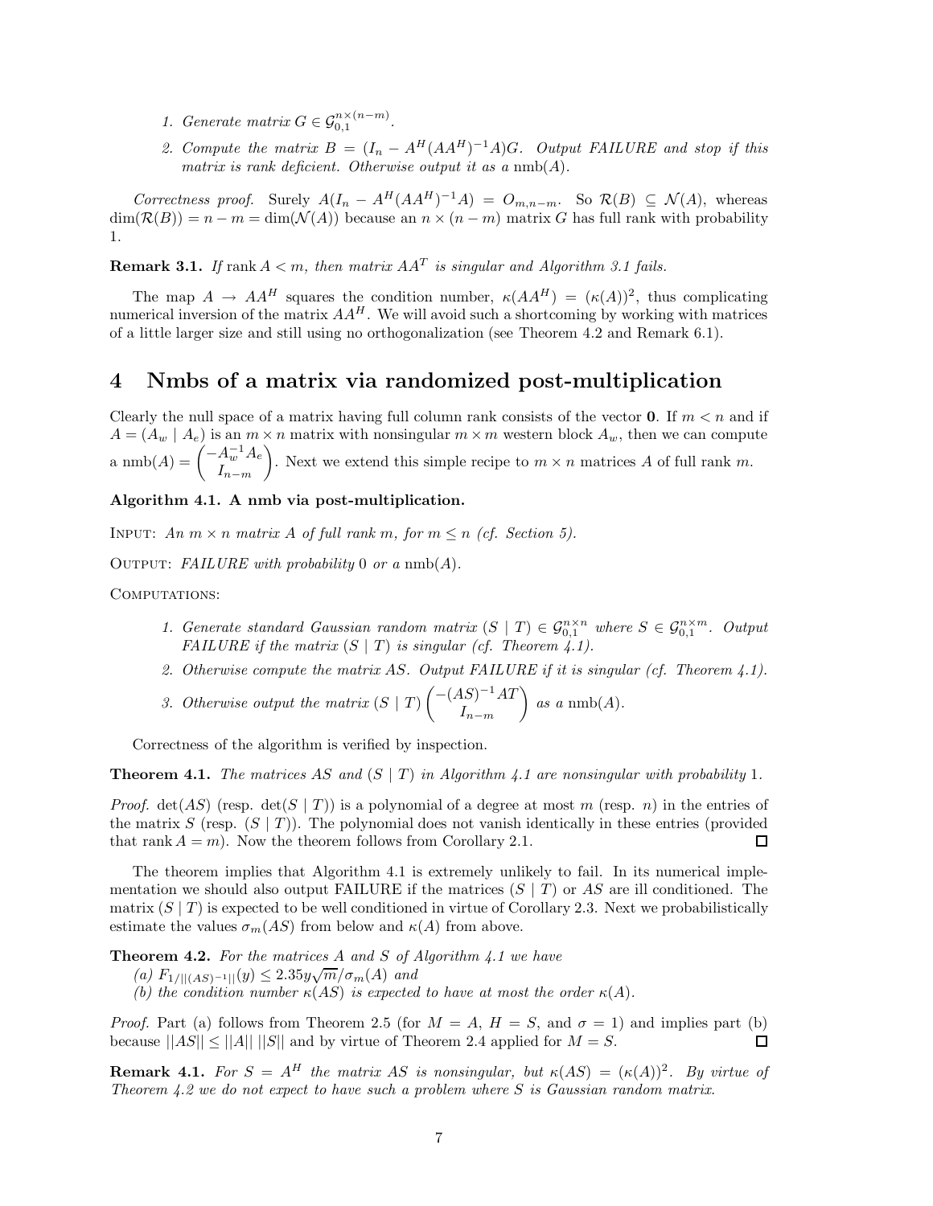1. *Generate matrix $G \in \mathcal{G}_{0,1}^{n\times(n-m)}$.*
2. *Compute the matrix $B = (I_n - A^H(AA^H)^{-1}A)G$. Output FAILURE and stop if this matrix is rank deficient. Otherwise output it as a* $\text{nmb}(A)$.

*Correctness proof.* Surely $A(I_n - A^H(AA^H)^{-1}A) = O_{m,n-m}$. So $\mathcal{R}(B) \subseteq \mathcal{N}(A)$, whereas $\dim(\mathcal{R}(B)) = n - m = \dim(\mathcal{N}(A))$ because an $n \times (n-m)$ matrix $G$ has full rank with probability 1.

**Remark 3.1.** *If* $\operatorname{rank} A < m$*, then matrix* $AA^T$ *is singular and Algorithm 3.1 fails.*

The map $A \to AA^H$ squares the condition number, $\kappa(AA^H) = (\kappa(A))^2$, thus complicating numerical inversion of the matrix $AA^H$. We will avoid such a shortcoming by working with matrices of a little larger size and still using no orthogonalization (see Theorem 4.2 and Remark 6.1).

# 4 Nmbs of a matrix via randomized post-multiplication

Clearly the null space of a matrix having full column rank consists of the vector $\mathbf{0}$. If $m < n$ and if $A = (A_w \mid A_e)$ is an $m \times n$ matrix with nonsingular $m \times m$ western block $A_w$, then we can compute a $\text{nmb}(A) = \begin{pmatrix} -A_w^{-1}A_e \\ I_{n-m} \end{pmatrix}$. Next we extend this simple recipe to $m \times n$ matrices $A$ of full rank $m$.

**Algorithm 4.1. A nmb via post-multiplication.**

Input: *An $m \times n$ matrix $A$ of full rank $m$, for $m \le n$ (cf. Section 5).*

Output: *FAILURE with probability* 0 *or a* $\text{nmb}(A)$.

Computations:

1. *Generate standard Gaussian random matrix $(S \mid T) \in \mathcal{G}_{0,1}^{n\times n}$ where $S \in \mathcal{G}_{0,1}^{n\times m}$. Output FAILURE if the matrix $(S \mid T)$ is singular (cf. Theorem 4.1).*
2. *Otherwise compute the matrix $AS$. Output FAILURE if it is singular (cf. Theorem 4.1).*
3. *Otherwise output the matrix* $(S \mid T)\begin{pmatrix} -(AS)^{-1}AT \\ I_{n-m} \end{pmatrix}$ *as a* $\text{nmb}(A)$.

Correctness of the algorithm is verified by inspection.

**Theorem 4.1.** *The matrices $AS$ and $(S \mid T)$ in Algorithm 4.1 are nonsingular with probability* 1.

*Proof.* $\det(AS)$ (resp. $\det(S \mid T)$) is a polynomial of a degree at most $m$ (resp. $n$) in the entries of the matrix $S$ (resp. $(S \mid T)$). The polynomial does not vanish identically in these entries (provided that $\operatorname{rank} A = m$). Now the theorem follows from Corollary 2.1. ◻

The theorem implies that Algorithm 4.1 is extremely unlikely to fail. In its numerical implementation we should also output FAILURE if the matrices $(S \mid T)$ or $AS$ are ill conditioned. The matrix $(S \mid T)$ is expected to be well conditioned in virtue of Corollary 2.3. Next we probabilistically estimate the values $\sigma_m(AS)$ from below and $\kappa(A)$ from above.

**Theorem 4.2.** *For the matrices $A$ and $S$ of Algorithm 4.1 we have*
*(a)* $F_{1/||(AS)^{-1}||}(y) \le 2.35y\sqrt{m}/\sigma_m(A)$ *and*
*(b) the condition number $\kappa(AS)$ is expected to have at most the order $\kappa(A)$.*

*Proof.* Part (a) follows from Theorem 2.5 (for $M = A$, $H = S$, and $\sigma = 1$) and implies part (b) because $||AS|| \le ||A||\,||S||$ and by virtue of Theorem 2.4 applied for $M = S$. ◻

**Remark 4.1.** *For $S = A^H$ the matrix $AS$ is nonsingular, but $\kappa(AS) = (\kappa(A))^2$. By virtue of Theorem 4.2 we do not expect to have such a problem where $S$ is Gaussian random matrix.*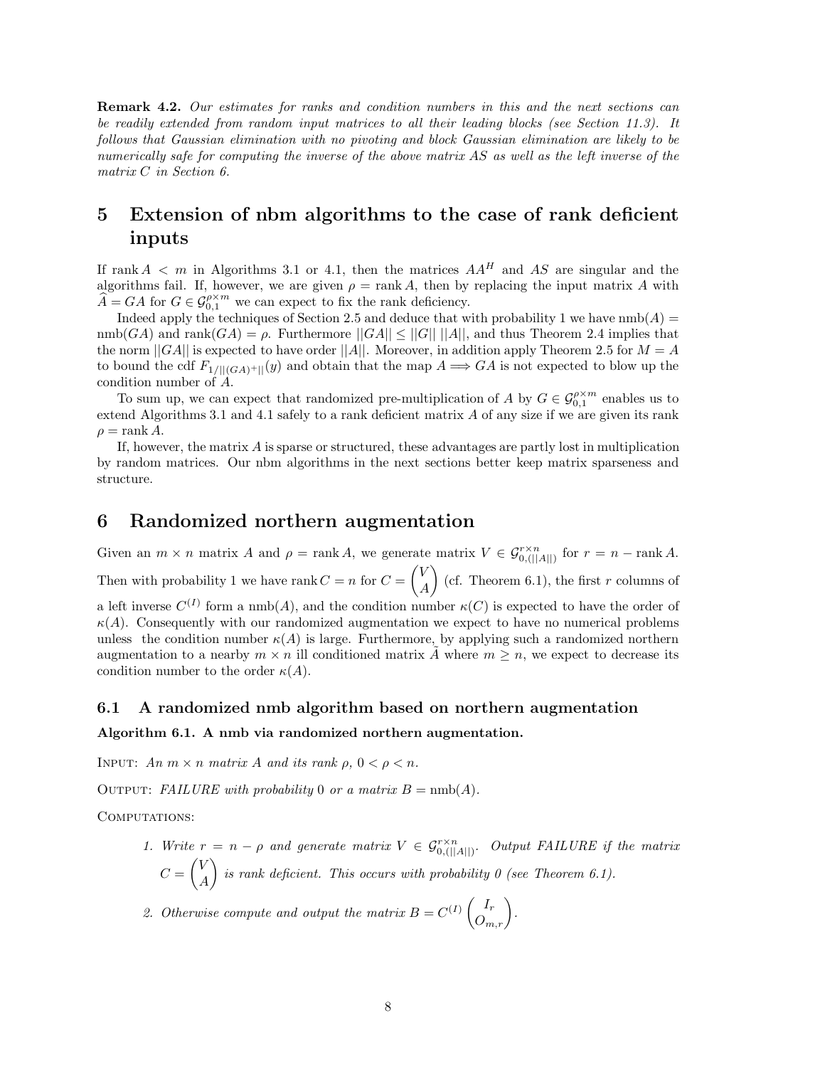**Remark 4.2.** *Our estimates for ranks and condition numbers in this and the next sections can be readily extended from random input matrices to all their leading blocks (see Section 11.3). It follows that Gaussian elimination with no pivoting and block Gaussian elimination are likely to be numerically safe for computing the inverse of the above matrix $AS$ as well as the left inverse of the matrix $C$ in Section 6.*

# 5 Extension of nbm algorithms to the case of rank deficient inputs

If $\operatorname{rank} A < m$ in Algorithms 3.1 or 4.1, then the matrices $AA^H$ and $AS$ are singular and the algorithms fail. If, however, we are given $\rho = \operatorname{rank} A$, then by replacing the input matrix $A$ with $\widehat{A} = GA$ for $G \in \mathcal{G}_{0,1}^{\rho \times m}$ we can expect to fix the rank deficiency.

Indeed apply the techniques of Section 2.5 and deduce that with probability 1 we have $\operatorname{nmb}(A) = \operatorname{nmb}(GA)$ and $\operatorname{rank}(GA) = \rho$. Furthermore $||GA|| \le ||G||\,||A||$, and thus Theorem 2.4 implies that the norm $||GA||$ is expected to have order $||A||$. Moreover, in addition apply Theorem 2.5 for $M = A$ to bound the cdf $F_{1/||(GA)^+||}(y)$ and obtain that the map $A \Longrightarrow GA$ is not expected to blow up the condition number of $A$.

To sum up, we can expect that randomized pre-multiplication of $A$ by $G \in \mathcal{G}_{0,1}^{\rho \times m}$ enables us to extend Algorithms 3.1 and 4.1 safely to a rank deficient matrix $A$ of any size if we are given its rank $\rho = \operatorname{rank} A$.

If, however, the matrix $A$ is sparse or structured, these advantages are partly lost in multiplication by random matrices. Our nbm algorithms in the next sections better keep matrix sparseness and structure.

# 6 Randomized northern augmentation

Given an $m \times n$ matrix $A$ and $\rho = \operatorname{rank} A$, we generate matrix $V \in \mathcal{G}_{0,(||A||)}^{r \times n}$ for $r = n - \operatorname{rank} A$. Then with probability 1 we have $\operatorname{rank} C = n$ for $C = \begin{pmatrix} V \\ A \end{pmatrix}$ (cf. Theorem 6.1), the first $r$ columns of a left inverse $C^{(I)}$ form a $\operatorname{nmb}(A)$, and the condition number $\kappa(C)$ is expected to have the order of $\kappa(A)$. Consequently with our randomized augmentation we expect to have no numerical problems unless the condition number $\kappa(A)$ is large. Furthermore, by applying such a randomized northern augmentation to a nearby $m \times n$ ill conditioned matrix $\tilde{A}$ where $m \ge n$, we expect to decrease its condition number to the order $\kappa(A)$.

## 6.1 A randomized nmb algorithm based on northern augmentation

**Algorithm 6.1. A nmb via randomized northern augmentation.**

Input: *An $m \times n$ matrix $A$ and its rank $\rho$, $0 < \rho < n$.*

Output: *FAILURE with probability 0 or a matrix $B = \operatorname{nmb}(A)$.*

Computations:

1. *Write $r = n - \rho$ and generate matrix $V \in \mathcal{G}_{0,(||A||)}^{r \times n}$. Output FAILURE if the matrix $C = \begin{pmatrix} V \\ A \end{pmatrix}$ is rank deficient. This occurs with probability 0 (see Theorem 6.1).*
2. *Otherwise compute and output the matrix $B = C^{(I)} \begin{pmatrix} I_r \\ O_{m,r} \end{pmatrix}$.*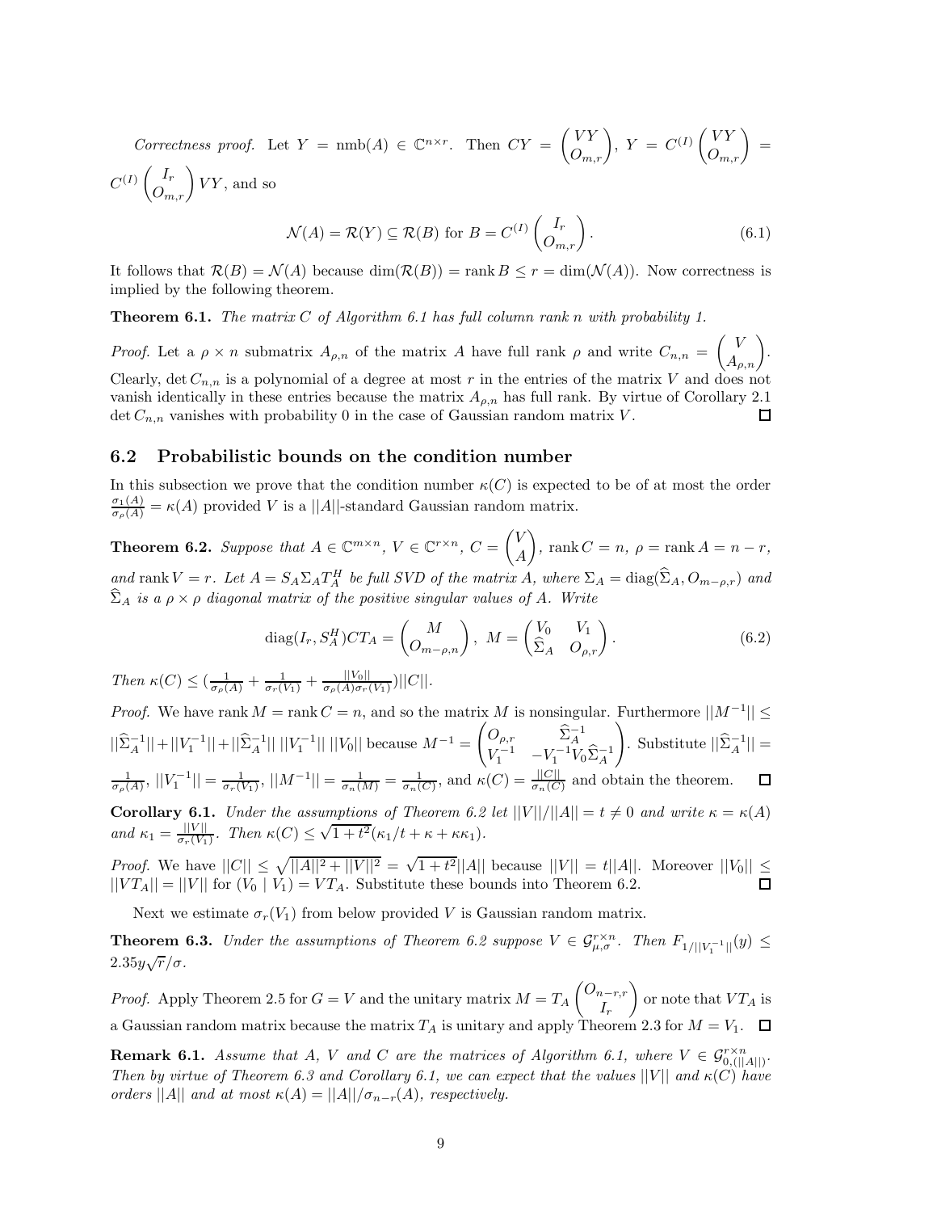*Correctness proof.* Let $Y = \text{nmb}(A) \in \mathbb{C}^{n\times r}$. Then $CY = \begin{pmatrix} VY \\ O_{m,r} \end{pmatrix}$, $Y = C^{(I)} \begin{pmatrix} VY \\ O_{m,r} \end{pmatrix} = C^{(I)} \begin{pmatrix} I_r \\ O_{m,r} \end{pmatrix} VY$, and so

$$\mathcal{N}(A) = \mathcal{R}(Y) \subseteq \mathcal{R}(B) \text{ for } B = C^{(I)} \begin{pmatrix} I_r \\ O_{m,r} \end{pmatrix}. \tag{6.1}$$

It follows that $\mathcal{R}(B) = \mathcal{N}(A)$ because $\dim(\mathcal{R}(B)) = \operatorname{rank} B \le r = \dim(\mathcal{N}(A))$. Now correctness is implied by the following theorem.

**Theorem 6.1.** *The matrix $C$ of Algorithm 6.1 has full column rank $n$ with probability 1.*

*Proof.* Let a $\rho \times n$ submatrix $A_{\rho,n}$ of the matrix $A$ have full rank $\rho$ and write $C_{n,n} = \begin{pmatrix} V \\ A_{\rho,n} \end{pmatrix}$. Clearly, $\det C_{n,n}$ is a polynomial of a degree at most $r$ in the entries of the matrix $V$ and does not vanish identically in these entries because the matrix $A_{\rho,n}$ has full rank. By virtue of Corollary 2.1 $\det C_{n,n}$ vanishes with probability 0 in the case of Gaussian random matrix $V$. $\square$

## 6.2 Probabilistic bounds on the condition number

In this subsection we prove that the condition number $\kappa(C)$ is expected to be of at most the order $\frac{\sigma_1(A)}{\sigma_\rho(A)} = \kappa(A)$ provided $V$ is a $||A||$-standard Gaussian random matrix.

**Theorem 6.2.** *Suppose that $A \in \mathbb{C}^{m\times n}$, $V \in \mathbb{C}^{r\times n}$, $C = \begin{pmatrix} V \\ A \end{pmatrix}$, $\operatorname{rank} C = n$, $\rho = \operatorname{rank} A = n - r$, and $\operatorname{rank} V = r$. Let $A = S_A \Sigma_A T_A^H$ be full SVD of the matrix $A$, where $\Sigma_A = \operatorname{diag}(\widehat{\Sigma}_A, O_{m-\rho,r})$ and $\widehat{\Sigma}_A$ is a $\rho \times \rho$ diagonal matrix of the positive singular values of $A$. Write*

$$\operatorname{diag}(I_r, S_A^H) C T_A = \begin{pmatrix} M \\ O_{m-\rho,n} \end{pmatrix},\ M = \begin{pmatrix} V_0 & V_1 \\ \widehat{\Sigma}_A & O_{\rho,r} \end{pmatrix}. \tag{6.2}$$

*Then $\kappa(C) \le (\frac{1}{\sigma_\rho(A)} + \frac{1}{\sigma_r(V_1)} + \frac{||V_0||}{\sigma_\rho(A)\sigma_r(V_1)})||C||$.*

*Proof.* We have $\operatorname{rank} M = \operatorname{rank} C = n$, and so the matrix $M$ is nonsingular. Furthermore $||M^{-1}|| \le ||\widehat{\Sigma}_A^{-1}|| + ||V_1^{-1}|| + ||\widehat{\Sigma}_A^{-1}||\ ||V_1^{-1}||\ ||V_0||$ because $M^{-1} = \begin{pmatrix} O_{\rho,r} & \widehat{\Sigma}_A^{-1} \\ V_1^{-1} & -V_1^{-1} V_0 \widehat{\Sigma}_A^{-1} \end{pmatrix}$. Substitute $||\widehat{\Sigma}_A^{-1}|| = \frac{1}{\sigma_\rho(A)}$, $||V_1^{-1}|| = \frac{1}{\sigma_r(V_1)}$, $||M^{-1}|| = \frac{1}{\sigma_n(M)} = \frac{1}{\sigma_n(C)}$, and $\kappa(C) = \frac{||C||}{\sigma_n(C)}$ and obtain the theorem. $\square$

**Corollary 6.1.** *Under the assumptions of Theorem 6.2 let $||V||/||A|| = t \ne 0$ and write $\kappa = \kappa(A)$ and $\kappa_1 = \frac{||V||}{\sigma_r(V_1)}$. Then $\kappa(C) \le \sqrt{1+t^2}(\kappa_1/t + \kappa + \kappa\kappa_1)$.*

*Proof.* We have $||C|| \le \sqrt{||A||^2 + ||V||^2} = \sqrt{1+t^2}||A||$ because $||V|| = t||A||$. Moreover $||V_0|| \le ||VT_A|| = ||V||$ for $(V_0 \mid V_1) = VT_A$. Substitute these bounds into Theorem 6.2. $\square$

Next we estimate $\sigma_r(V_1)$ from below provided $V$ is Gaussian random matrix.

**Theorem 6.3.** *Under the assumptions of Theorem 6.2 suppose $V \in \mathcal{G}_{\mu,\sigma}^{r\times n}$. Then $F_{1/||V_1^{-1}||}(y) \le 2.35y\sqrt{r}/\sigma$.*

*Proof.* Apply Theorem 2.5 for $G = V$ and the unitary matrix $M = T_A \begin{pmatrix} O_{n-r,r} \\ I_r \end{pmatrix}$ or note that $VT_A$ is a Gaussian random matrix because the matrix $T_A$ is unitary and apply Theorem 2.3 for $M = V_1$. $\square$

**Remark 6.1.** *Assume that $A$, $V$ and $C$ are the matrices of Algorithm 6.1, where $V \in \mathcal{G}_{0,(||A||)}^{r\times n}$. Then by virtue of Theorem 6.3 and Corollary 6.1, we can expect that the values $||V||$ and $\kappa(C)$ have orders $||A||$ and at most $\kappa(A) = ||A||/\sigma_{n-r}(A)$, respectively.*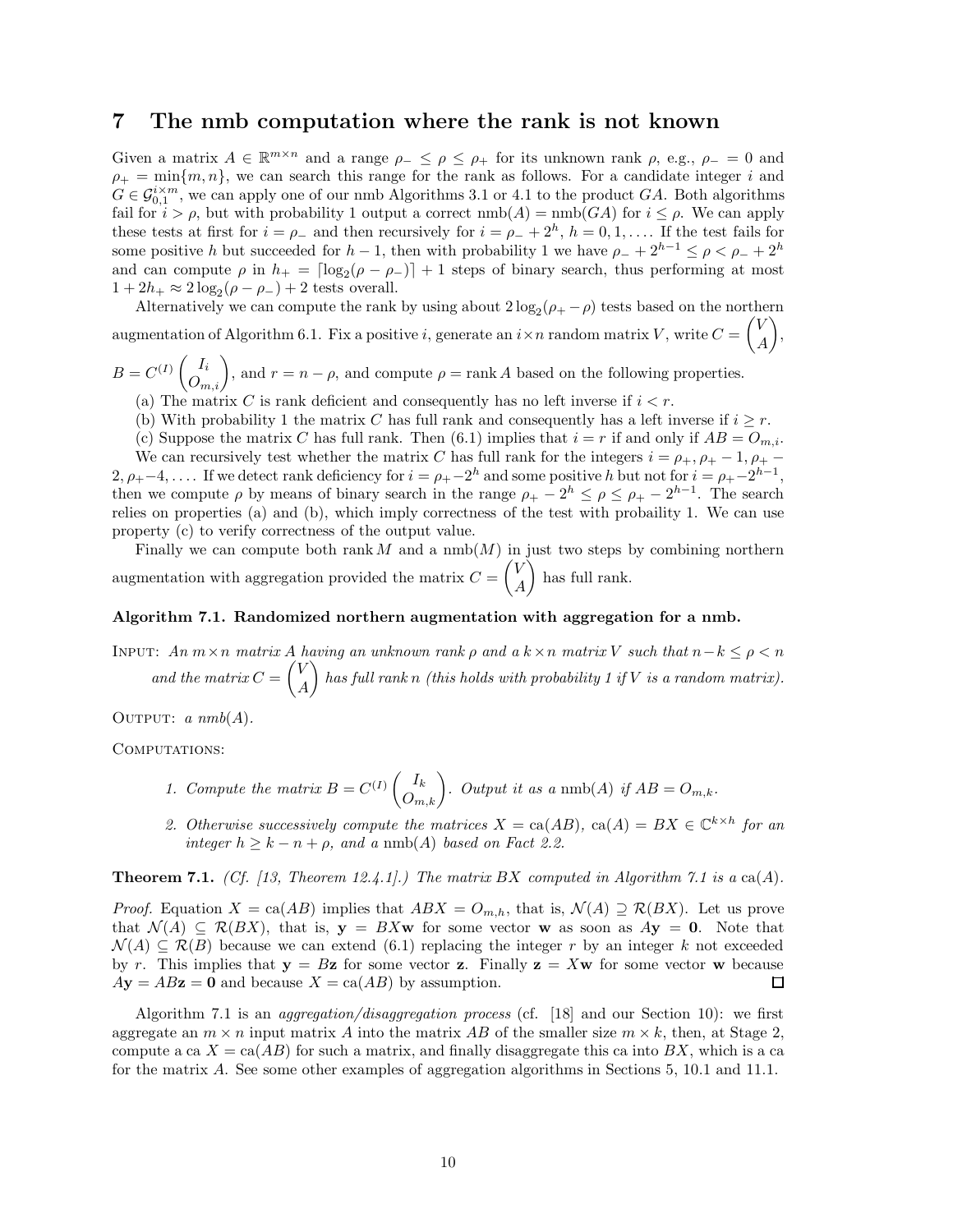## 7 The nmb computation where the rank is not known

Given a matrix $A \in \mathbb{R}^{m\times n}$ and a range $\rho_- \le \rho \le \rho_+$ for its unknown rank $\rho$, e.g., $\rho_- = 0$ and $\rho_+ = \min\{m, n\}$, we can search this range for the rank as follows. For a candidate integer $i$ and $G \in \mathcal{G}_{0,1}^{i\times m}$, we can apply one of our nmb Algorithms 3.1 or 4.1 to the product $GA$. Both algorithms fail for $i > \rho$, but with probability 1 output a correct $\text{nmb}(A) = \text{nmb}(GA)$ for $i \le \rho$. We can apply these tests at first for $i = \rho_-$ and then recursively for $i = \rho_- + 2^h$, $h = 0, 1, \ldots$. If the test fails for some positive $h$ but succeeded for $h - 1$, then with probability 1 we have $\rho_- + 2^{h-1} \le \rho < \rho_- + 2^h$ and can compute $\rho$ in $h_+ = \lceil \log_2(\rho - \rho_-) \rceil + 1$ steps of binary search, thus performing at most $1 + 2h_+ \approx 2\log_2(\rho - \rho_-) + 2$ tests overall.

Alternatively we can compute the rank by using about $2\log_2(\rho_+ - \rho)$ tests based on the northern augmentation of Algorithm 6.1. Fix a positive $i$, generate an $i \times n$ random matrix $V$, write $C = \begin{pmatrix} V \\ A \end{pmatrix}$, $B = C^{(I)} \begin{pmatrix} I_i \\ O_{m,i} \end{pmatrix}$, and $r = n - \rho$, and compute $\rho = \text{rank}\, A$ based on the following properties.

(a) The matrix $C$ is rank deficient and consequently has no left inverse if $i < r$.

(b) With probability 1 the matrix $C$ has full rank and consequently has a left inverse if $i \ge r$.

(c) Suppose the matrix $C$ has full rank. Then (6.1) implies that $i = r$ if and only if $AB = O_{m,i}$.

We can recursively test whether the matrix $C$ has full rank for the integers $i = \rho_+, \rho_+ - 1, \rho_+ - 2, \rho_+ - 4, \ldots$. If we detect rank deficiency for $i = \rho_+ - 2^h$ and some positive $h$ but not for $i = \rho_+ - 2^{h-1}$, then we compute $\rho$ by means of binary search in the range $\rho_+ - 2^h \le \rho \le \rho_+ - 2^{h-1}$. The search relies on properties (a) and (b), which imply correctness of the test with probaility 1. We can use property (c) to verify correctness of the output value.

Finally we can compute both $\text{rank}\, M$ and a $\text{nmb}(M)$ in just two steps by combining northern augmentation with aggregation provided the matrix $C = \begin{pmatrix} V \\ A \end{pmatrix}$ has full rank.

**Algorithm 7.1. Randomized northern augmentation with aggregation for a nmb.**

INPUT: *An $m \times n$ matrix $A$ having an unknown rank $\rho$ and a $k \times n$ matrix $V$ such that $n - k \le \rho < n$ and the matrix $C = \begin{pmatrix} V \\ A \end{pmatrix}$ has full rank $n$ (this holds with probability 1 if $V$ is a random matrix).*

OUTPUT: *a nmb(A).*

COMPUTATIONS:

1. *Compute the matrix $B = C^{(I)} \begin{pmatrix} I_k \\ O_{m,k} \end{pmatrix}$. Output it as a $\text{nmb}(A)$ if $AB = O_{m,k}$.*
2. *Otherwise successively compute the matrices $X = \text{ca}(AB)$, $\text{ca}(A) = BX \in \mathbb{C}^{k\times h}$ for an integer $h \ge k - n + \rho$, and a $\text{nmb}(A)$ based on Fact 2.2.*

**Theorem 7.1.** *(Cf. [13, Theorem 12.4.1].) The matrix $BX$ computed in Algorithm 7.1 is a $\text{ca}(A)$.*

*Proof.* Equation $X = \text{ca}(AB)$ implies that $ABX = O_{m,h}$, that is, $\mathcal{N}(A) \supseteq \mathcal{R}(BX)$. Let us prove that $\mathcal{N}(A) \subseteq \mathcal{R}(BX)$, that is, $\mathbf{y} = BX\mathbf{w}$ for some vector $\mathbf{w}$ as soon as $A\mathbf{y} = \mathbf{0}$. Note that $\mathcal{N}(A) \subseteq \mathcal{R}(B)$ because we can extend (6.1) replacing the integer $r$ by an integer $k$ not exceeded by $r$. This implies that $\mathbf{y} = B\mathbf{z}$ for some vector $\mathbf{z}$. Finally $\mathbf{z} = X\mathbf{w}$ for some vector $\mathbf{w}$ because $A\mathbf{y} = AB\mathbf{z} = \mathbf{0}$ and because $X = \text{ca}(AB)$ by assumption. $\square$

Algorithm 7.1 is an *aggregation/disaggregation process* (cf. [18] and our Section 10): we first aggregate an $m \times n$ input matrix $A$ into the matrix $AB$ of the smaller size $m \times k$, then, at Stage 2, compute a ca $X = \text{ca}(AB)$ for such a matrix, and finally disaggregate this ca into $BX$, which is a ca for the matrix $A$. See some other examples of aggregation algorithms in Sections 5, 10.1 and 11.1.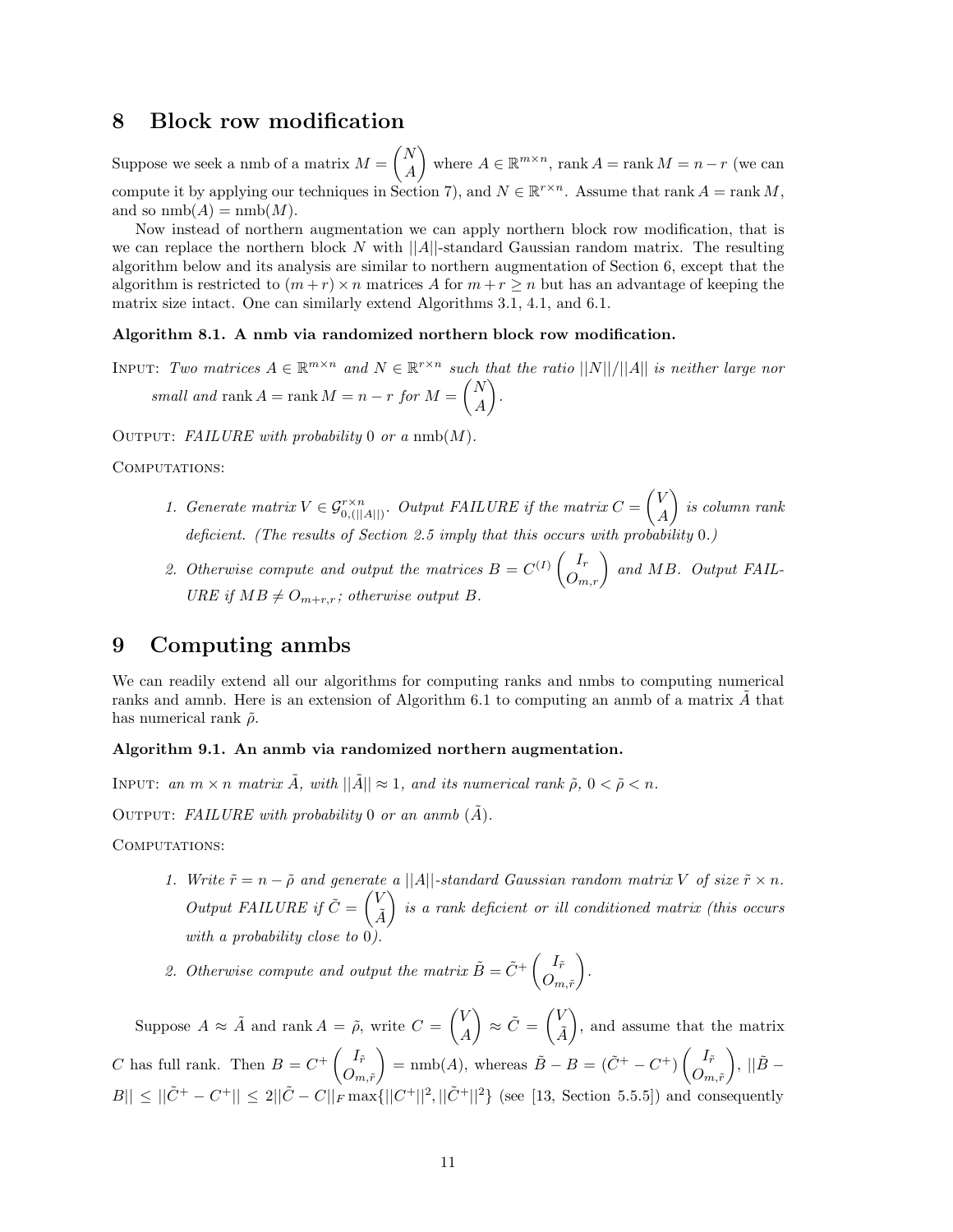## 8 Block row modification

Suppose we seek a nmb of a matrix $M = \begin{pmatrix} N \\ A \end{pmatrix}$ where $A \in \mathbb{R}^{m \times n}$, $\operatorname{rank} A = \operatorname{rank} M = n - r$ (we can compute it by applying our techniques in Section 7), and $N \in \mathbb{R}^{r \times n}$. Assume that $\operatorname{rank} A = \operatorname{rank} M$, and so $\operatorname{nmb}(A) = \operatorname{nmb}(M)$.

Now instead of northern augmentation we can apply northern block row modification, that is we can replace the northern block $N$ with $||A||$-standard Gaussian random matrix. The resulting algorithm below and its analysis are similar to northern augmentation of Section 6, except that the algorithm is restricted to $(m+r) \times n$ matrices $A$ for $m + r \geq n$ but has an advantage of keeping the matrix size intact. One can similarly extend Algorithms 3.1, 4.1, and 6.1.

**Algorithm 8.1. A nmb via randomized northern block row modification.**

INPUT: *Two matrices* $A \in \mathbb{R}^{m \times n}$ *and* $N \in \mathbb{R}^{r \times n}$ *such that the ratio* $||N||/||A||$ *is neither large nor small and* $\operatorname{rank} A = \operatorname{rank} M = n - r$ *for* $M = \begin{pmatrix} N \\ A \end{pmatrix}$.

OUTPUT: *FAILURE with probability* 0 *or a* $\operatorname{nmb}(M)$.

COMPUTATIONS:

1. *Generate matrix* $V \in \mathcal{G}^{r \times n}_{0,(||A||)}$. *Output FAILURE if the matrix* $C = \begin{pmatrix} V \\ A \end{pmatrix}$ *is column rank deficient. (The results of Section 2.5 imply that this occurs with probability* 0.*)*
2. *Otherwise compute and output the matrices* $B = C^{(I)} \begin{pmatrix} I_r \\ O_{m,r} \end{pmatrix}$ *and* $MB$. *Output FAILURE if* $MB \neq O_{m+r,r}$*; otherwise output* $B$.

## 9 Computing anmbs

We can readily extend all our algorithms for computing ranks and nmbs to computing numerical ranks and amnb. Here is an extension of Algorithm 6.1 to computing an anmb of a matrix $\tilde{A}$ that has numerical rank $\tilde{\rho}$.

**Algorithm 9.1. An anmb via randomized northern augmentation.**

INPUT: *an* $m \times n$ *matrix* $\tilde{A}$, *with* $||\tilde{A}|| \approx 1$, *and its numerical rank* $\tilde{\rho}$, $0 < \tilde{\rho} < n$.

OUTPUT: *FAILURE with probability* 0 *or an anmb* $(\tilde{A})$.

COMPUTATIONS:

1. *Write* $\tilde{r} = n - \tilde{\rho}$ *and generate a* $||A||$*-standard Gaussian random matrix* $V$ *of size* $\tilde{r} \times n$. *Output FAILURE if* $\tilde{C} = \begin{pmatrix} V \\ \tilde{A} \end{pmatrix}$ *is a rank deficient or ill conditioned matrix (this occurs with a probability close to* 0*).*
2. *Otherwise compute and output the matrix* $\tilde{B} = \tilde{C}^{+} \begin{pmatrix} I_{\tilde{r}} \\ O_{m,\tilde{r}} \end{pmatrix}$.

Suppose $A \approx \tilde{A}$ and $\operatorname{rank} A = \tilde{\rho}$, write $C = \begin{pmatrix} V \\ A \end{pmatrix} \approx \tilde{C} = \begin{pmatrix} V \\ \tilde{A} \end{pmatrix}$, and assume that the matrix $C$ has full rank. Then $B = C^{+} \begin{pmatrix} I_{\tilde{r}} \\ O_{m,\tilde{r}} \end{pmatrix} = \operatorname{nmb}(A)$, whereas $\tilde{B} - B = (\tilde{C}^{+} - C^{+}) \begin{pmatrix} I_{\tilde{r}} \\ O_{m,\tilde{r}} \end{pmatrix}$, $||\tilde{B} - B|| \leq ||\tilde{C}^{+} - C^{+}|| \leq 2||\tilde{C} - C||_F \max\{||C^{+}||^2, ||\tilde{C}^{+}||^2\}$ (see [13, Section 5.5.5]) and consequently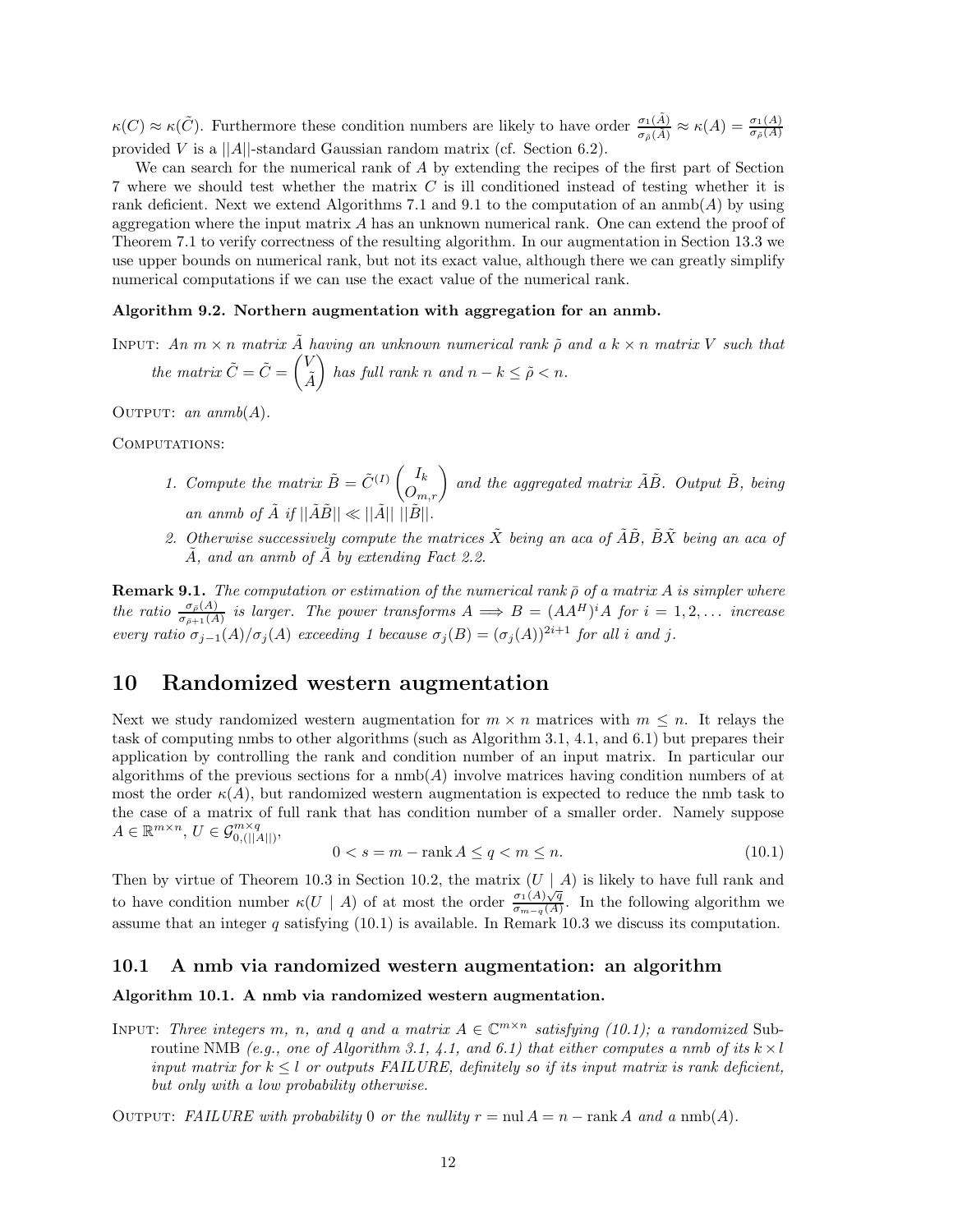$\kappa(C) \approx \kappa(\tilde{C})$. Furthermore these condition numbers are likely to have order $\frac{\sigma_1(\tilde{A})}{\sigma_{\tilde{\rho}}(\tilde{A})} \approx \kappa(A) = \frac{\sigma_1(A)}{\sigma_{\bar{\rho}}(A)}$ provided $V$ is a $||A||$-standard Gaussian random matrix (cf. Section 6.2).

We can search for the numerical rank of $A$ by extending the recipes of the first part of Section 7 where we should test whether the matrix $C$ is ill conditioned instead of testing whether it is rank deficient. Next we extend Algorithms 7.1 and 9.1 to the computation of an anmb($A$) by using aggregation where the input matrix $A$ has an unknown numerical rank. One can extend the proof of Theorem 7.1 to verify correctness of the resulting algorithm. In our augmentation in Section 13.3 we use upper bounds on numerical rank, but not its exact value, although there we can greatly simplify numerical computations if we can use the exact value of the numerical rank.

**Algorithm 9.2. Northern augmentation with aggregation for an anmb.**

INPUT: *An $m \times n$ matrix $\tilde{A}$ having an unknown numerical rank $\tilde{\rho}$ and a $k \times n$ matrix $V$ such that the matrix $\tilde{C} = \tilde{C} = \begin{pmatrix} V \\ \tilde{A} \end{pmatrix}$ has full rank $n$ and $n - k \leq \tilde{\rho} < n$.*

OUTPUT: *an anmb($A$).*

COMPUTATIONS:

1. *Compute the matrix $\tilde{B} = \tilde{C}^{(I)} \begin{pmatrix} I_k \\ O_{m,r} \end{pmatrix}$ and the aggregated matrix $\tilde{A}\tilde{B}$. Output $\tilde{B}$, being an anmb of $\tilde{A}$ if $||\tilde{A}\tilde{B}|| \ll ||\tilde{A}||\ ||\tilde{B}||$.*
2. *Otherwise successively compute the matrices $\tilde{X}$ being an aca of $\tilde{A}\tilde{B}$, $\tilde{B}\tilde{X}$ being an aca of $\tilde{A}$, and an anmb of $\tilde{A}$ by extending Fact 2.2.*

**Remark 9.1.** *The computation or estimation of the numerical rank $\bar{\rho}$ of a matrix $A$ is simpler where the ratio $\frac{\sigma_{\bar{\rho}}(A)}{\sigma_{\bar{\rho}+1}(A)}$ is larger. The power transforms $A \Longrightarrow B = (AA^H)^i A$ for $i = 1, 2, \ldots$ increase every ratio $\sigma_{j-1}(A)/\sigma_j(A)$ exceeding 1 because $\sigma_j(B) = (\sigma_j(A))^{2i+1}$ for all $i$ and $j$.*

# 10 Randomized western augmentation

Next we study randomized western augmentation for $m \times n$ matrices with $m \leq n$. It relays the task of computing nmbs to other algorithms (such as Algorithm 3.1, 4.1, and 6.1) but prepares their application by controlling the rank and condition number of an input matrix. In particular our algorithms of the previous sections for a nmb($A$) involve matrices having condition numbers of at most the order $\kappa(A)$, but randomized western augmentation is expected to reduce the nmb task to the case of a matrix of full rank that has condition number of a smaller order. Namely suppose $A \in \mathbb{R}^{m \times n}$, $U \in \mathcal{G}_{0,(||A||)}^{m \times q}$,

$$0 < s = m - \operatorname{rank} A \leq q < m \leq n. \tag{10.1}$$

Then by virtue of Theorem 10.3 in Section 10.2, the matrix $(U \mid A)$ is likely to have full rank and to have condition number $\kappa(U \mid A)$ of at most the order $\frac{\sigma_1(A)\sqrt{q}}{\sigma_{m-q}(A)}$. In the following algorithm we assume that an integer $q$ satisfying (10.1) is available. In Remark 10.3 we discuss its computation.

## 10.1 A nmb via randomized western augmentation: an algorithm

**Algorithm 10.1. A nmb via randomized western augmentation.**

INPUT: *Three integers $m$, $n$, and $q$ and a matrix $A \in \mathbb{C}^{m \times n}$ satisfying (10.1); a randomized* Subroutine NMB *(e.g., one of Algorithm 3.1, 4.1, and 6.1) that either computes a nmb of its $k \times l$ input matrix for $k \leq l$ or outputs FAILURE, definitely so if its input matrix is rank deficient, but only with a low probability otherwise.*

OUTPUT: *FAILURE with probability* 0 *or the nullity $r = \operatorname{nul} A = n - \operatorname{rank} A$ and a* nmb($A$).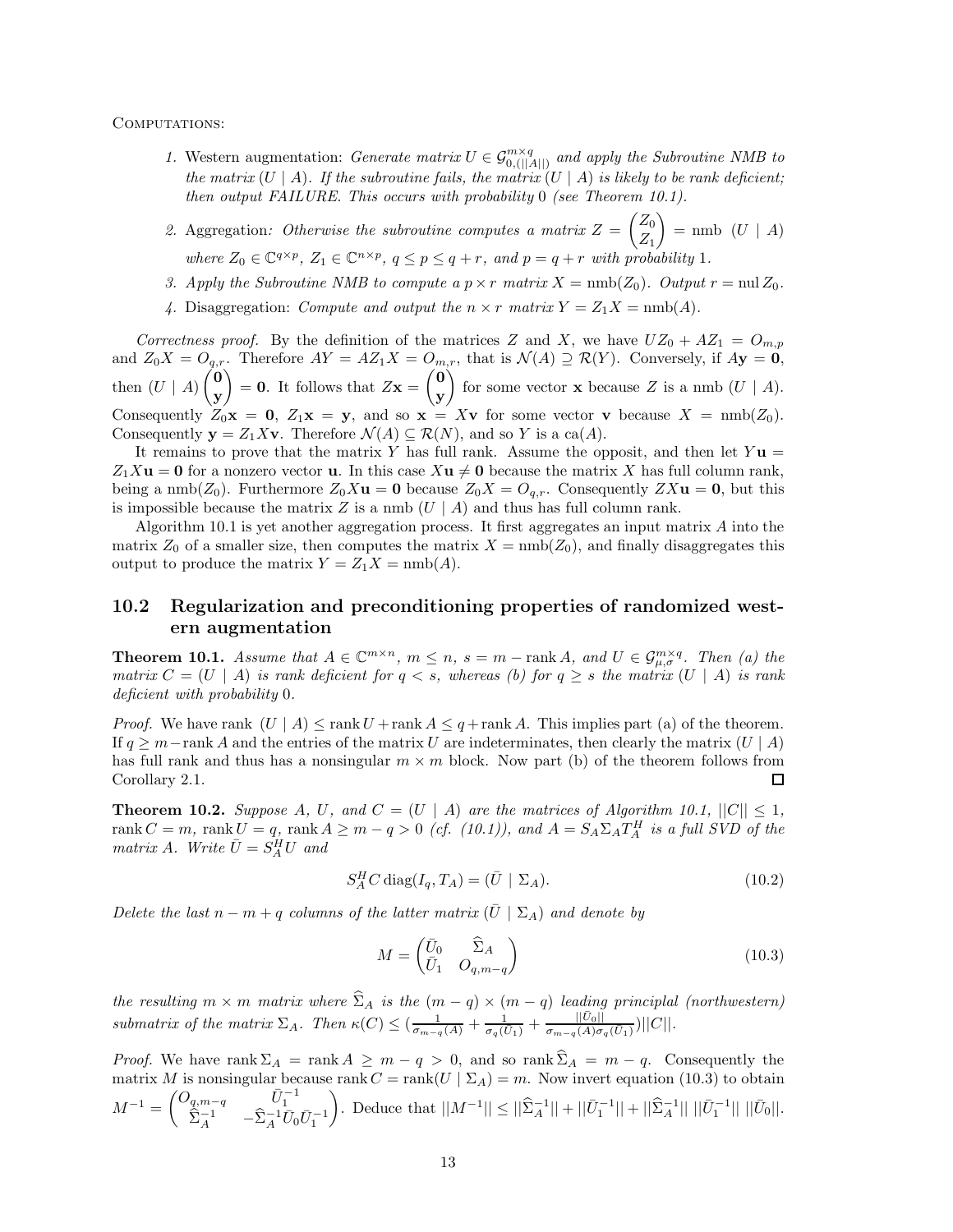COMPUTATIONS:

1. Western augmentation: *Generate matrix* $U \in \mathcal{G}^{m\times q}_{0,(||A||)}$ *and apply the Subroutine NMB to the matrix* $(U \mid A)$*. If the subroutine fails, the matrix* $(U \mid A)$ *is likely to be rank deficient; then output FAILURE. This occurs with probability* 0 *(see Theorem 10.1).*

2. Aggregation*: Otherwise the subroutine computes a matrix* $Z = \begin{pmatrix} Z_0 \\ Z_1 \end{pmatrix} = \text{nmb } (U \mid A)$ *where* $Z_0 \in \mathbb{C}^{q\times p}$*,* $Z_1 \in \mathbb{C}^{n\times p}$*,* $q \le p \le q+r$*, and* $p = q+r$ *with probability* 1*.*

3. *Apply the Subroutine NMB to compute a* $p \times r$ *matrix* $X = \text{nmb}(Z_0)$*. Output* $r = \text{nul}\, Z_0$*.*

4. Disaggregation: *Compute and output the* $n \times r$ *matrix* $Y = Z_1 X = \text{nmb}(A)$*.*

*Correctness proof.* By the definition of the matrices $Z$ and $X$, we have $UZ_0 + AZ_1 = O_{m,p}$ and $Z_0 X = O_{q,r}$. Therefore $AY = AZ_1 X = O_{m,r}$, that is $\mathcal{N}(A) \supseteq \mathcal{R}(Y)$. Conversely, if $A\mathbf{y} = \mathbf{0}$, then $(U \mid A)\begin{pmatrix} \mathbf{0} \\ \mathbf{y} \end{pmatrix} = \mathbf{0}$. It follows that $Z\mathbf{x} = \begin{pmatrix} \mathbf{0} \\ \mathbf{y} \end{pmatrix}$ for some vector $\mathbf{x}$ because $Z$ is a nmb $(U \mid A)$. Consequently $Z_0\mathbf{x} = \mathbf{0}$, $Z_1\mathbf{x} = \mathbf{y}$, and so $\mathbf{x} = X\mathbf{v}$ for some vector $\mathbf{v}$ because $X = \text{nmb}(Z_0)$. Consequently $\mathbf{y} = Z_1 X\mathbf{v}$. Therefore $\mathcal{N}(A) \subseteq \mathcal{R}(N)$, and so $Y$ is a ca$(A)$.

It remains to prove that the matrix $Y$ has full rank. Assume the opposit, and then let $Y\mathbf{u} = Z_1 X\mathbf{u} = \mathbf{0}$ for a nonzero vector $\mathbf{u}$. In this case $X\mathbf{u} \ne \mathbf{0}$ because the matrix $X$ has full column rank, being a nmb$(Z_0)$. Furthermore $Z_0 X\mathbf{u} = \mathbf{0}$ because $Z_0 X = O_{q,r}$. Consequently $ZX\mathbf{u} = \mathbf{0}$, but this is impossible because the matrix $Z$ is a nmb $(U \mid A)$ and thus has full column rank.

Algorithm 10.1 is yet another aggregation process. It first aggregates an input matrix $A$ into the matrix $Z_0$ of a smaller size, then computes the matrix $X = \text{nmb}(Z_0)$, and finally disaggregates this output to produce the matrix $Y = Z_1 X = \text{nmb}(A)$.

## 10.2 Regularization and preconditioning properties of randomized western augmentation

**Theorem 10.1.** *Assume that* $A \in \mathbb{C}^{m\times n}$*,* $m \le n$*,* $s = m - \text{rank}\, A$*, and* $U \in \mathcal{G}^{m\times q}_{\mu,\sigma}$*. Then (a) the matrix* $C = (U \mid A)$ *is rank deficient for* $q < s$*, whereas (b) for* $q \ge s$ *the matrix* $(U \mid A)$ *is rank deficient with probability* 0*.*

*Proof.* We have rank $(U \mid A) \le \text{rank}\, U + \text{rank}\, A \le q + \text{rank}\, A$. This implies part (a) of the theorem. If $q \ge m - \text{rank}\, A$ and the entries of the matrix $U$ are indeterminates, then clearly the matrix $(U \mid A)$ has full rank and thus has a nonsingular $m \times m$ block. Now part (b) of the theorem follows from Corollary 2.1. □

**Theorem 10.2.** *Suppose* $A$*,* $U$*, and* $C = (U \mid A)$ *are the matrices of Algorithm 10.1,* $||C|| \le 1$*,* $\text{rank}\, C = m$*,* $\text{rank}\, U = q$*,* $\text{rank}\, A \ge m - q > 0$ *(cf. (10.1)), and* $A = S_A \Sigma_A T_A^H$ *is a full SVD of the matrix* $A$*. Write* $\bar{U} = S_A^H U$ *and*

$$S_A^H C\, \text{diag}(I_q, T_A) = (\bar{U} \mid \Sigma_A). \tag{10.2}$$

*Delete the last* $n - m + q$ *columns of the latter matrix* $(\bar{U} \mid \Sigma_A)$ *and denote by*

$$M = \begin{pmatrix} \bar{U}_0 & \widehat{\Sigma}_A \\ \bar{U}_1 & O_{q,m-q} \end{pmatrix} \tag{10.3}$$

*the resulting* $m \times m$ *matrix where* $\widehat{\Sigma}_A$ *is the* $(m-q) \times (m-q)$ *leading principlal (northwestern) submatrix of the matrix* $\Sigma_A$*. Then* $\kappa(C) \le \left(\frac{1}{\sigma_{m-q}(A)} + \frac{1}{\sigma_q(\bar{U}_1)} + \frac{||\bar{U}_0||}{\sigma_{m-q}(A)\sigma_q(\bar{U}_1)}\right)||C||$*.*

*Proof.* We have $\text{rank}\, \Sigma_A = \text{rank}\, A \ge m - q > 0$, and so $\text{rank}\, \widehat{\Sigma}_A = m - q$. Consequently the matrix $M$ is nonsingular because $\text{rank}\, C = \text{rank}(U \mid \Sigma_A) = m$. Now invert equation (10.3) to obtain $M^{-1} = \begin{pmatrix} O_{q,m-q} & \bar{U}_1^{-1} \\ \widehat{\Sigma}_A^{-1} & -\widehat{\Sigma}_A^{-1}\bar{U}_0\bar{U}_1^{-1} \end{pmatrix}$. Deduce that $||M^{-1}|| \le ||\widehat{\Sigma}_A^{-1}|| + ||\bar{U}_1^{-1}|| + ||\widehat{\Sigma}_A^{-1}||\, ||\bar{U}_1^{-1}||\, ||\bar{U}_0||$.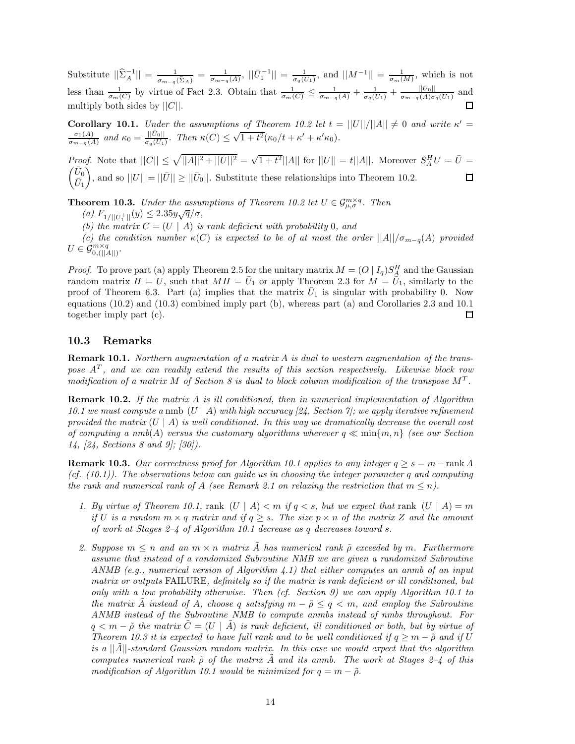Substitute $||\widehat{\Sigma}_A^{-1}|| = \frac{1}{\sigma_{m-q}(\widehat{\Sigma}_A)} = \frac{1}{\sigma_{m-q}(A)}$, $||\bar{U}_1^{-1}|| = \frac{1}{\sigma_q(U_1)}$, and $||M^{-1}|| = \frac{1}{\sigma_m(M)}$, which is not less than $\frac{1}{\sigma_m(C)}$ by virtue of Fact 2.3. Obtain that $\frac{1}{\sigma_m(C)} \leq \frac{1}{\sigma_{m-q}(A)} + \frac{1}{\sigma_q(U_1)} + \frac{||\bar{U}_0||}{\sigma_{m-q}(A)\sigma_q(U_1)}$ and multiply both sides by $||C||$. □

**Corollary 10.1.** *Under the assumptions of Theorem 10.2 let $t = ||U||/||A|| \neq 0$ and write $\kappa' = \frac{\sigma_1(A)}{\sigma_{m-q}(A)}$ and $\kappa_0 = \frac{||\bar{U}_0||}{\sigma_q(U_1)}$. Then $\kappa(C) \leq \sqrt{1+t^2}(\kappa_0/t + \kappa' + \kappa'\kappa_0)$.*

*Proof.* Note that $||C|| \leq \sqrt{||A||^2 + ||U||^2} = \sqrt{1+t^2}||A||$ for $||U|| = t||A||$. Moreover $S_A^H U = \bar{U} = \begin{pmatrix} \bar{U}_0 \\ \bar{U}_1 \end{pmatrix}$, and so $||U|| = ||\bar{U}|| \geq ||\bar{U}_0||$. Substitute these relationships into Theorem 10.2. □

**Theorem 10.3.** *Under the assumptions of Theorem 10.2 let $U \in \mathcal{G}_{\mu,\sigma}^{m\times q}$. Then*

*(a) $F_{1/||\bar{U}_1^+||}(y) \leq 2.35y\sqrt{q}/\sigma$,*

*(b) the matrix $C = (U \mid A)$ is rank deficient with probability 0, and*

*(c) the condition number $\kappa(C)$ is expected to be of at most the order $||A||/\sigma_{m-q}(A)$ provided $U \in \mathcal{G}_{0,(||A||)}^{m\times q}$.*

*Proof.* To prove part (a) apply Theorem 2.5 for the unitary matrix $M = (O \mid I_q)S_A^H$ and the Gaussian random matrix $H = U$, such that $MH = \bar{U}_1$ or apply Theorem 2.3 for $M = \bar{U}_1$, similarly to the proof of Theorem 6.3. Part (a) implies that the matrix $\bar{U}_1$ is singular with probability 0. Now equations (10.2) and (10.3) combined imply part (b), whereas part (a) and Corollaries 2.3 and 10.1 together imply part (c). □

## 10.3 Remarks

**Remark 10.1.** *Northern augmentation of a matrix $A$ is dual to western augmentation of the transpose $A^T$, and we can readily extend the results of this section respectively. Likewise block row modification of a matrix $M$ of Section 8 is dual to block column modification of the transpose $M^T$.*

**Remark 10.2.** *If the matrix $A$ is ill conditioned, then in numerical implementation of Algorithm 10.1 we must compute a* nmb $(U \mid A)$ *with high accuracy [24, Section 7]; we apply iterative refinement provided the matrix $(U \mid A)$ is well conditioned. In this way we dramatically decrease the overall cost of computing a nmb$(A)$ versus the customary algorithms wherever $q \ll \min\{m, n\}$ (see our Section 14, [24, Sections 8 and 9]; [30]).*

**Remark 10.3.** *Our correctness proof for Algorithm 10.1 applies to any integer $q \geq s = m - \operatorname{rank} A$ (cf. (10.1)). The observations below can guide us in choosing the integer parameter $q$ and computing the rank and numerical rank of $A$ (see Remark 2.1 on relaxing the restriction that $m \leq n$).*

1. *By virtue of Theorem 10.1,* rank $(U \mid A) < m$ *if $q < s$, but we expect that* rank $(U \mid A) = m$ *if $U$ is a random $m \times q$ matrix and if $q \geq s$. The size $p \times n$ of the matrix $Z$ and the amount of work at Stages 2–4 of Algorithm 10.1 decrease as $q$ decreases toward $s$.*

2. *Suppose $m \leq n$ and an $m \times n$ matrix $\tilde{A}$ has numerical rank $\tilde{\rho}$ exceeded by $m$. Furthermore assume that instead of a randomized Subroutine NMB we are given a randomized Subroutine ANMB (e.g., numerical version of Algorithm 4.1) that either computes an anmb of an input matrix or outputs* FAILURE, *definitely so if the matrix is rank deficient or ill conditioned, but only with a low probability otherwise. Then (cf. Section 9) we can apply Algorithm 10.1 to the matrix $\tilde{A}$ instead of A, choose $q$ satisfying $m - \tilde{\rho} \leq q < m$, and employ the Subroutine ANMB instead of the Subroutine NMB to compute anmbs instead of nmbs throughout. For $q < m - \tilde{\rho}$ the matrix $\tilde{C} = (U \mid \tilde{A})$ is rank deficient, ill conditioned or both, but by virtue of Theorem 10.3 it is expected to have full rank and to be well conditioned if $q \geq m - \tilde{\rho}$ and if $U$ is a $||\tilde{A}||$-standard Gaussian random matrix. In this case we would expect that the algorithm computes numerical rank $\tilde{\rho}$ of the matrix $\tilde{A}$ and its anmb. The work at Stages 2–4 of this modification of Algorithm 10.1 would be minimized for $q = m - \tilde{\rho}$.*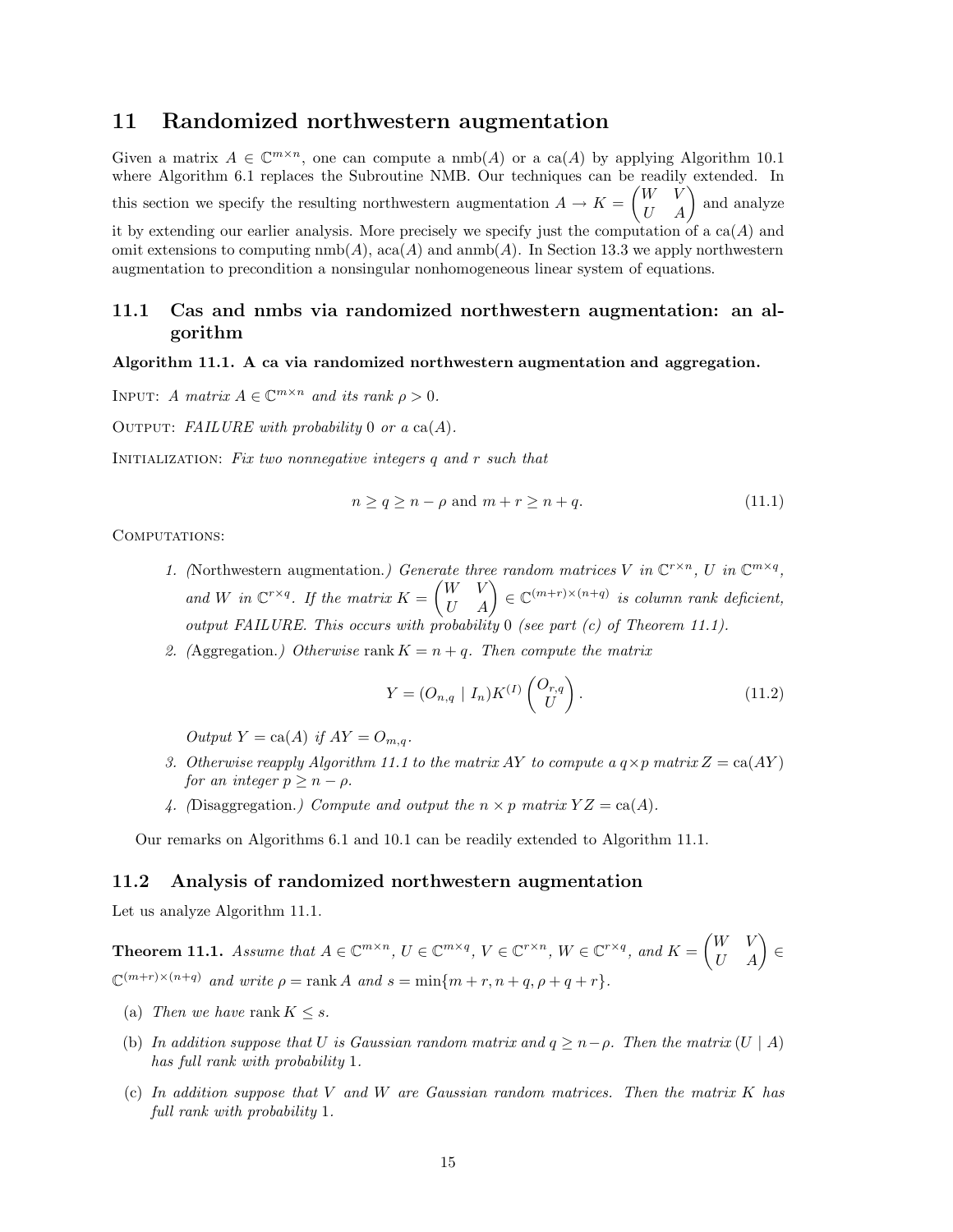## 11 Randomized northwestern augmentation

Given a matrix $A \in \mathbb{C}^{m\times n}$, one can compute a nmb$(A)$ or a ca$(A)$ by applying Algorithm 10.1 where Algorithm 6.1 replaces the Subroutine NMB. Our techniques can be readily extended. In this section we specify the resulting northwestern augmentation $A \to K = \begin{pmatrix} W & V \\ U & A \end{pmatrix}$ and analyze it by extending our earlier analysis. More precisely we specify just the computation of a ca$(A)$ and omit extensions to computing nmb$(A)$, aca$(A)$ and anmb$(A)$. In Section 13.3 we apply northwestern augmentation to precondition a nonsingular nonhomogeneous linear system of equations.

### 11.1 Cas and nmbs via randomized northwestern augmentation: an algorithm

**Algorithm 11.1. A ca via randomized northwestern augmentation and aggregation.**

INPUT: *A matrix $A \in \mathbb{C}^{m\times n}$ and its rank $\rho > 0$.*

OUTPUT: *FAILURE with probability* 0 *or a* ca$(A)$.

INITIALIZATION: *Fix two nonnegative integers $q$ and $r$ such that*

$$n \geq q \geq n - \rho \text{ and } m + r \geq n + q. \tag{11.1}$$

COMPUTATIONS:

1. *(*Northwestern augmentation.*) Generate three random matrices $V$ in $\mathbb{C}^{r\times n}$, $U$ in $\mathbb{C}^{m\times q}$, and $W$ in $\mathbb{C}^{r\times q}$. If the matrix $K = \begin{pmatrix} W & V \\ U & A \end{pmatrix} \in \mathbb{C}^{(m+r)\times(n+q)}$ is column rank deficient, output FAILURE. This occurs with probability* 0 *(see part (c) of Theorem 11.1).*
2. *(*Aggregation.*) Otherwise* $\operatorname{rank} K = n + q$. *Then compute the matrix*

$$Y = (O_{n,q} \mid I_n)K^{(I)}\begin{pmatrix} O_{r,q} \\ U \end{pmatrix}. \tag{11.2}$$

   *Output $Y = \text{ca}(A)$ if $AY = O_{m,q}$.*
3. *Otherwise reapply Algorithm 11.1 to the matrix $AY$ to compute a $q\times p$ matrix $Z = \text{ca}(AY)$ for an integer $p \geq n - \rho$.*
4. *(*Disaggregation.*) Compute and output the $n \times p$ matrix $YZ = \text{ca}(A)$.*

Our remarks on Algorithms 6.1 and 10.1 can be readily extended to Algorithm 11.1.

### 11.2 Analysis of randomized northwestern augmentation

Let us analyze Algorithm 11.1.

**Theorem 11.1.** *Assume that $A \in \mathbb{C}^{m\times n}$, $U \in \mathbb{C}^{m\times q}$, $V \in \mathbb{C}^{r\times n}$, $W \in \mathbb{C}^{r\times q}$, and $K = \begin{pmatrix} W & V \\ U & A \end{pmatrix} \in \mathbb{C}^{(m+r)\times(n+q)}$ and write $\rho = \operatorname{rank} A$ and $s = \min\{m + r, n + q, \rho + q + r\}$.*

- (a) *Then we have* $\operatorname{rank} K \leq s$.
- (b) *In addition suppose that $U$ is Gaussian random matrix and $q \geq n-\rho$. Then the matrix $(U \mid A)$ has full rank with probability* 1.
- (c) *In addition suppose that $V$ and $W$ are Gaussian random matrices. Then the matrix $K$ has full rank with probability* 1.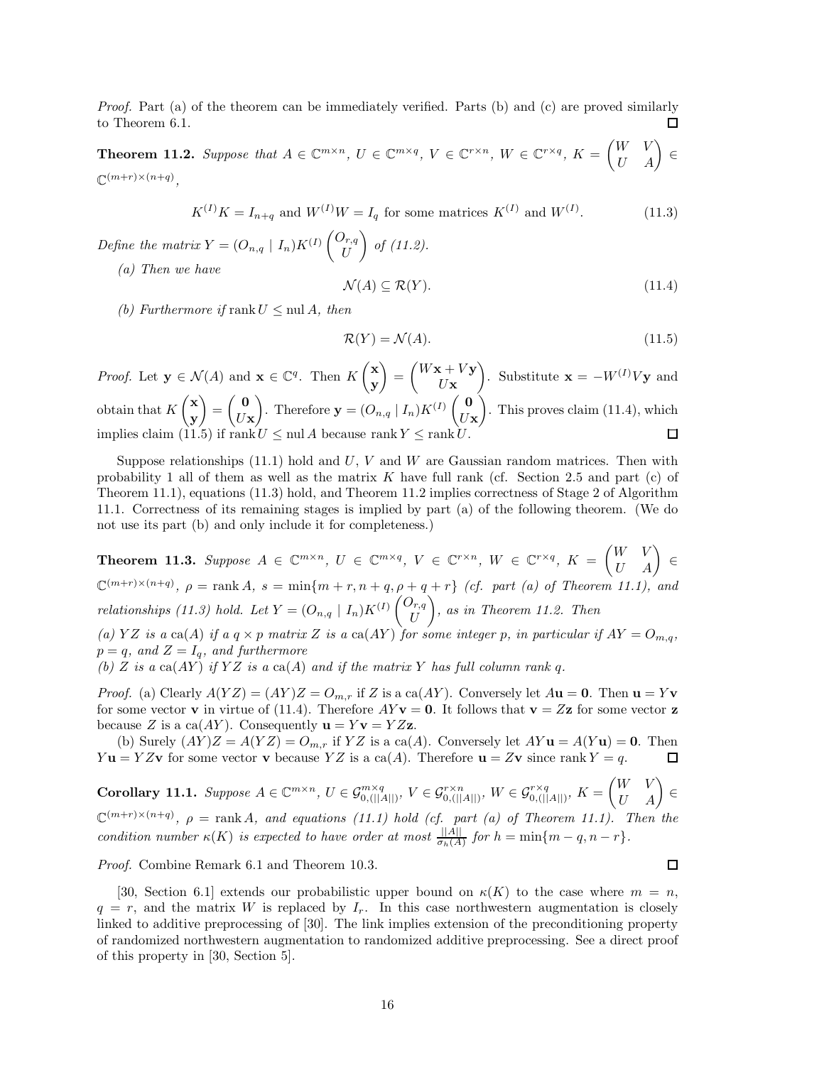*Proof.* Part (a) of the theorem can be immediately verified. Parts (b) and (c) are proved similarly to Theorem 6.1. $\square$

**Theorem 11.2.** *Suppose that $A \in \mathbb{C}^{m\times n}$, $U \in \mathbb{C}^{m\times q}$, $V \in \mathbb{C}^{r\times n}$, $W \in \mathbb{C}^{r\times q}$, $K = \begin{pmatrix} W & V \\ U & A \end{pmatrix} \in \mathbb{C}^{(m+r)\times(n+q)}$,*

$$K^{(I)}K = I_{n+q} \text{ and } W^{(I)}W = I_q \text{ for some matrices } K^{(I)} \text{ and } W^{(I)}. \tag{11.3}$$

*Define the matrix $Y = (O_{n,q} \mid I_n)K^{(I)} \begin{pmatrix} O_{r,q} \\ U \end{pmatrix}$ of (11.2).*

*(a) Then we have*

$$\mathcal{N}(A) \subseteq \mathcal{R}(Y). \tag{11.4}$$

*(b) Furthermore if $\operatorname{rank} U \le \operatorname{nul} A$, then*

$$\mathcal{R}(Y) = \mathcal{N}(A). \tag{11.5}$$

*Proof.* Let $\mathbf{y} \in \mathcal{N}(A)$ and $\mathbf{x} \in \mathbb{C}^q$. Then $K\begin{pmatrix} \mathbf{x} \\ \mathbf{y} \end{pmatrix} = \begin{pmatrix} W\mathbf{x} + V\mathbf{y} \\ U\mathbf{x} \end{pmatrix}$. Substitute $\mathbf{x} = -W^{(I)}V\mathbf{y}$ and obtain that $K\begin{pmatrix} \mathbf{x} \\ \mathbf{y} \end{pmatrix} = \begin{pmatrix} \mathbf{0} \\ U\mathbf{x} \end{pmatrix}$. Therefore $\mathbf{y} = (O_{n,q} \mid I_n)K^{(I)} \begin{pmatrix} \mathbf{0} \\ U\mathbf{x} \end{pmatrix}$. This proves claim (11.4), which implies claim (11.5) if $\operatorname{rank} U \le \operatorname{nul} A$ because $\operatorname{rank} Y \le \operatorname{rank} U$. $\square$

Suppose relationships (11.1) hold and $U$, $V$ and $W$ are Gaussian random matrices. Then with probability 1 all of them as well as the matrix $K$ have full rank (cf. Section 2.5 and part (c) of Theorem 11.1), equations (11.3) hold, and Theorem 11.2 implies correctness of Stage 2 of Algorithm 11.1. Correctness of its remaining stages is implied by part (a) of the following theorem. (We do not use its part (b) and only include it for completeness.)

**Theorem 11.3.** *Suppose $A \in \mathbb{C}^{m\times n}$, $U \in \mathbb{C}^{m\times q}$, $V \in \mathbb{C}^{r\times n}$, $W \in \mathbb{C}^{r\times q}$, $K = \begin{pmatrix} W & V \\ U & A \end{pmatrix} \in \mathbb{C}^{(m+r)\times(n+q)}$, $\rho = \operatorname{rank} A$, $s = \min\{m+r, n+q, \rho+q+r\}$ (cf. part (a) of Theorem 11.1), and relationships (11.3) hold. Let $Y = (O_{n,q} \mid I_n)K^{(I)} \begin{pmatrix} O_{r,q} \\ U \end{pmatrix}$, as in Theorem 11.2. Then*

*(a) $YZ$ is a $\operatorname{ca}(A)$ if a $q \times p$ matrix $Z$ is a $\operatorname{ca}(AY)$ for some integer $p$, in particular if $AY = O_{m,q}$, $p = q$, and $Z = I_q$, and furthermore*

*(b) $Z$ is a $\operatorname{ca}(AY)$ if $YZ$ is a $\operatorname{ca}(A)$ and if the matrix $Y$ has full column rank $q$.*

*Proof.* (a) Clearly $A(YZ) = (AY)Z = O_{m,r}$ if $Z$ is a $\operatorname{ca}(AY)$. Conversely let $A\mathbf{u} = \mathbf{0}$. Then $\mathbf{u} = Y\mathbf{v}$ for some vector $\mathbf{v}$ in virtue of (11.4). Therefore $AY\mathbf{v} = \mathbf{0}$. It follows that $\mathbf{v} = Z\mathbf{z}$ for some vector $\mathbf{z}$ because $Z$ is a $\operatorname{ca}(AY)$. Consequently $\mathbf{u} = Y\mathbf{v} = YZ\mathbf{z}$.

(b) Surely $(AY)Z = A(YZ) = O_{m,r}$ if $YZ$ is a $\operatorname{ca}(A)$. Conversely let $AY\mathbf{u} = A(Y\mathbf{u}) = \mathbf{0}$. Then $Y\mathbf{u} = YZ\mathbf{v}$ for some vector $\mathbf{v}$ because $YZ$ is a $\operatorname{ca}(A)$. Therefore $\mathbf{u} = Z\mathbf{v}$ since $\operatorname{rank} Y = q$. $\square$

**Corollary 11.1.** *Suppose $A \in \mathbb{C}^{m\times n}$, $U \in \mathcal{G}^{m\times q}_{0,(||A||)}$, $V \in \mathcal{G}^{r\times n}_{0,(||A||)}$, $W \in \mathcal{G}^{r\times q}_{0,(||A||)}$, $K = \begin{pmatrix} W & V \\ U & A \end{pmatrix} \in \mathbb{C}^{(m+r)\times(n+q)}$, $\rho = \operatorname{rank} A$, and equations (11.1) hold (cf. part (a) of Theorem 11.1). Then the condition number $\kappa(K)$ is expected to have order at most $\frac{||A||}{\sigma_h(A)}$ for $h = \min\{m-q, n-r\}$.*

*Proof.* Combine Remark 6.1 and Theorem 10.3. $\square$

[30, Section 6.1] extends our probabilistic upper bound on $\kappa(K)$ to the case where $m = n$, $q = r$, and the matrix $W$ is replaced by $I_r$. In this case northwestern augmentation is closely linked to additive preprocessing of [30]. The link implies extension of the preconditioning property of randomized northwestern augmentation to randomized additive preprocessing. See a direct proof of this property in [30, Section 5].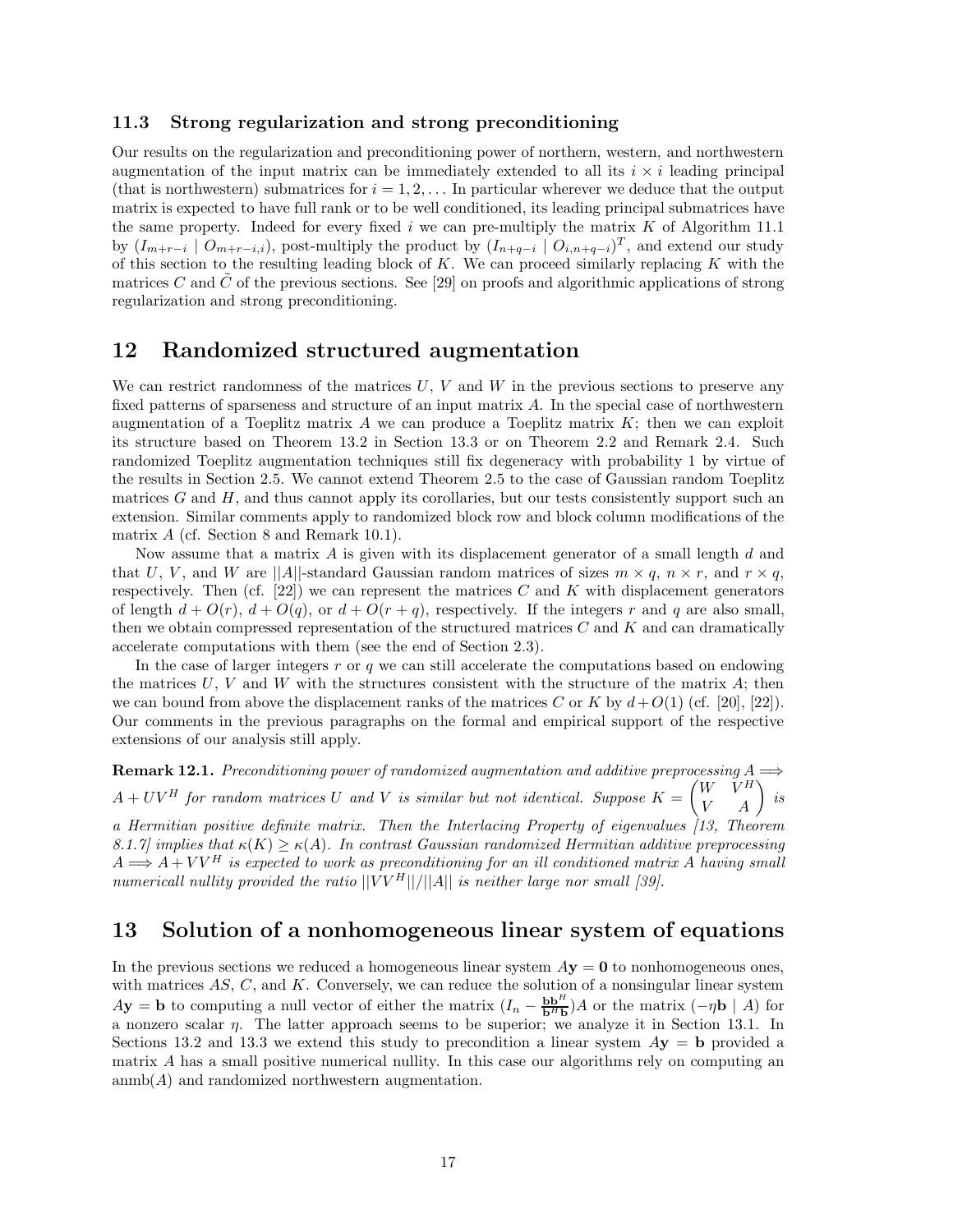### 11.3 Strong regularization and strong preconditioning

Our results on the regularization and preconditioning power of northern, western, and northwestern augmentation of the input matrix can be immediately extended to all its $i \times i$ leading principal (that is northwestern) submatrices for $i = 1, 2, \ldots$ In particular wherever we deduce that the output matrix is expected to have full rank or to be well conditioned, its leading principal submatrices have the same property. Indeed for every fixed $i$ we can pre-multiply the matrix $K$ of Algorithm 11.1 by $(I_{m+r-i} \mid O_{m+r-i,i})$, post-multiply the product by $(I_{n+q-i} \mid O_{i,n+q-i})^T$, and extend our study of this section to the resulting leading block of $K$. We can proceed similarly replacing $K$ with the matrices $C$ and $\tilde{C}$ of the previous sections. See [29] on proofs and algorithmic applications of strong regularization and strong preconditioning.

## 12 Randomized structured augmentation

We can restrict randomness of the matrices $U$, $V$ and $W$ in the previous sections to preserve any fixed patterns of sparseness and structure of an input matrix $A$. In the special case of northwestern augmentation of a Toeplitz matrix $A$ we can produce a Toeplitz matrix $K$; then we can exploit its structure based on Theorem 13.2 in Section 13.3 or on Theorem 2.2 and Remark 2.4. Such randomized Toeplitz augmentation techniques still fix degeneracy with probability 1 by virtue of the results in Section 2.5. We cannot extend Theorem 2.5 to the case of Gaussian random Toeplitz matrices $G$ and $H$, and thus cannot apply its corollaries, but our tests consistently support such an extension. Similar comments apply to randomized block row and block column modifications of the matrix $A$ (cf. Section 8 and Remark 10.1).

Now assume that a matrix $A$ is given with its displacement generator of a small length $d$ and that $U$, $V$, and $W$ are $||A||$-standard Gaussian random matrices of sizes $m \times q$, $n \times r$, and $r \times q$, respectively. Then (cf. [22]) we can represent the matrices $C$ and $K$ with displacement generators of length $d + O(r)$, $d + O(q)$, or $d + O(r + q)$, respectively. If the integers $r$ and $q$ are also small, then we obtain compressed representation of the structured matrices $C$ and $K$ and can dramatically accelerate computations with them (see the end of Section 2.3).

In the case of larger integers $r$ or $q$ we can still accelerate the computations based on endowing the matrices $U$, $V$ and $W$ with the structures consistent with the structure of the matrix $A$; then we can bound from above the displacement ranks of the matrices $C$ or $K$ by $d+O(1)$ (cf. [20], [22]). Our comments in the previous paragraphs on the formal and empirical support of the respective extensions of our analysis still apply.

**Remark 12.1.** *Preconditioning power of randomized augmentation and additive preprocessing $A \Longrightarrow A + UV^H$ for random matrices $U$ and $V$ is similar but not identical. Suppose $K = \begin{pmatrix} W & V^H \\ V & A \end{pmatrix}$ is a Hermitian positive definite matrix. Then the Interlacing Property of eigenvalues [13, Theorem 8.1.7] implies that $\kappa(K) \geq \kappa(A)$. In contrast Gaussian randomized Hermitian additive preprocessing $A \Longrightarrow A + VV^H$ is expected to work as preconditioning for an ill conditioned matrix $A$ having small numericall nullity provided the ratio $||VV^H||/||A||$ is neither large nor small [39].*

## 13 Solution of a nonhomogeneous linear system of equations

In the previous sections we reduced a homogeneous linear system $A\mathbf{y} = \mathbf{0}$ to nonhomogeneous ones, with matrices $AS$, $C$, and $K$. Conversely, we can reduce the solution of a nonsingular linear system $A\mathbf{y} = \mathbf{b}$ to computing a null vector of either the matrix $(I_n - \frac{\mathbf{b}\mathbf{b}^H}{\mathbf{b}^H\mathbf{b}})A$ or the matrix $(-\eta\mathbf{b} \mid A)$ for a nonzero scalar $\eta$. The latter approach seems to be superior; we analyze it in Section 13.1. In Sections 13.2 and 13.3 we extend this study to precondition a linear system $A\mathbf{y} = \mathbf{b}$ provided a matrix $A$ has a small positive numerical nullity. In this case our algorithms rely on computing an anmb$(A)$ and randomized northwestern augmentation.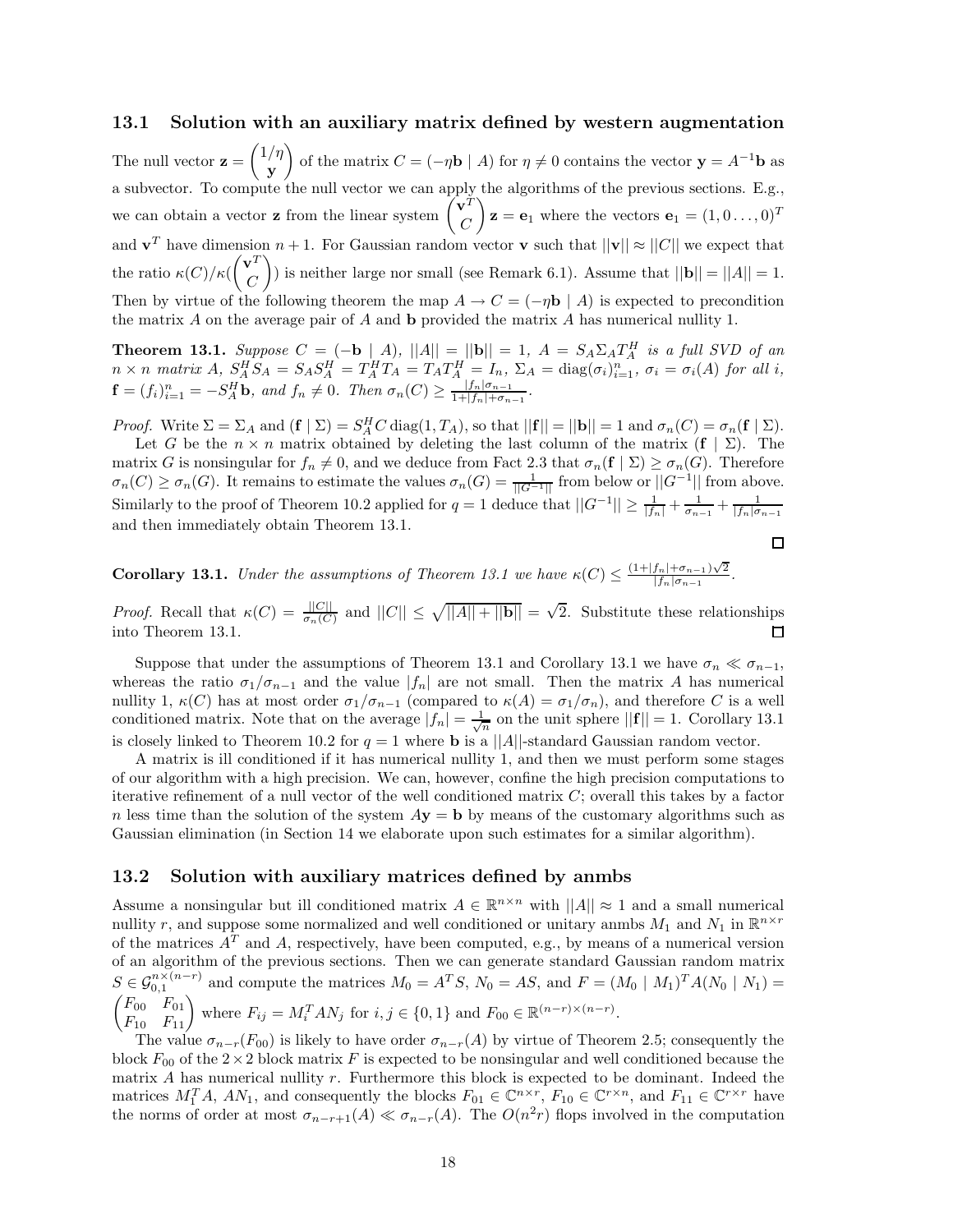### 13.1 Solution with an auxiliary matrix defined by western augmentation

The null vector $\mathbf{z} = \begin{pmatrix} 1/\eta \\ \mathbf{y} \end{pmatrix}$ of the matrix $C = (-\eta\mathbf{b} \mid A)$ for $\eta \neq 0$ contains the vector $\mathbf{y} = A^{-1}\mathbf{b}$ as a subvector. To compute the null vector we can apply the algorithms of the previous sections. E.g., we can obtain a vector $\mathbf{z}$ from the linear system $\begin{pmatrix} \mathbf{v}^T \\ C \end{pmatrix} \mathbf{z} = \mathbf{e}_1$ where the vectors $\mathbf{e}_1 = (1, 0 \ldots, 0)^T$ and $\mathbf{v}^T$ have dimension $n+1$. For Gaussian random vector $\mathbf{v}$ such that $||\mathbf{v}|| \approx ||C||$ we expect that the ratio $\kappa(C)/\kappa(\begin{pmatrix} \mathbf{v}^T \\ C \end{pmatrix})$ is neither large nor small (see Remark 6.1). Assume that $||\mathbf{b}|| = ||A|| = 1$. Then by virtue of the following theorem the map $A \to C = (-\eta\mathbf{b} \mid A)$ is expected to precondition the matrix $A$ on the average pair of $A$ and $\mathbf{b}$ provided the matrix $A$ has numerical nullity 1.

**Theorem 13.1.** *Suppose $C = (-\mathbf{b} \mid A)$, $||A|| = ||\mathbf{b}|| = 1$, $A = S_A \Sigma_A T_A^H$ is a full SVD of an $n \times n$ matrix $A$, $S_A^H S_A = S_A S_A^H = T_A^H T_A = T_A T_A^H = I_n$, $\Sigma_A = \operatorname{diag}(\sigma_i)_{i=1}^n$, $\sigma_i = \sigma_i(A)$ for all $i$, $\mathbf{f} = (f_i)_{i=1}^n = -S_A^H \mathbf{b}$, and $f_n \neq 0$. Then $\sigma_n(C) \geq \frac{|f_n|\sigma_{n-1}}{1+|f_n|+\sigma_{n-1}}$.*

*Proof.* Write $\Sigma = \Sigma_A$ and $(\mathbf{f} \mid \Sigma) = S_A^H C \operatorname{diag}(1, T_A)$, so that $||\mathbf{f}|| = ||\mathbf{b}|| = 1$ and $\sigma_n(C) = \sigma_n(\mathbf{f} \mid \Sigma)$.

Let $G$ be the $n \times n$ matrix obtained by deleting the last column of the matrix $(\mathbf{f} \mid \Sigma)$. The matrix $G$ is nonsingular for $f_n \neq 0$, and we deduce from Fact 2.3 that $\sigma_n(\mathbf{f} \mid \Sigma) \geq \sigma_n(G)$. Therefore $\sigma_n(C) \geq \sigma_n(G)$. It remains to estimate the values $\sigma_n(G) = \frac{1}{||G^{-1}||}$ from below or $||G^{-1}||$ from above. Similarly to the proof of Theorem 10.2 applied for $q = 1$ deduce that $||G^{-1}|| \geq \frac{1}{|f_n|} + \frac{1}{\sigma_{n-1}} + \frac{1}{|f_n|\sigma_{n-1}}$ and then immediately obtain Theorem 13.1. $\square$

**Corollary 13.1.** *Under the assumptions of Theorem 13.1 we have $\kappa(C) \leq \frac{(1+|f_n|+\sigma_{n-1})\sqrt{2}}{|f_n|\sigma_{n-1}}$.*

*Proof.* Recall that $\kappa(C) = \frac{||C||}{\sigma_n(C)}$ and $||C|| \leq \sqrt{||A|| + ||\mathbf{b}||} = \sqrt{2}$. Substitute these relationships into Theorem 13.1. $\square$

Suppose that under the assumptions of Theorem 13.1 and Corollary 13.1 we have $\sigma_n \ll \sigma_{n-1}$, whereas the ratio $\sigma_1/\sigma_{n-1}$ and the value $|f_n|$ are not small. Then the matrix $A$ has numerical nullity 1, $\kappa(C)$ has at most order $\sigma_1/\sigma_{n-1}$ (compared to $\kappa(A) = \sigma_1/\sigma_n$), and therefore $C$ is a well conditioned matrix. Note that on the average $|f_n| = \frac{1}{\sqrt{n}}$ on the unit sphere $||\mathbf{f}|| = 1$. Corollary 13.1 is closely linked to Theorem 10.2 for $q = 1$ where $\mathbf{b}$ is a $||A||$-standard Gaussian random vector.

A matrix is ill conditioned if it has numerical nullity 1, and then we must perform some stages of our algorithm with a high precision. We can, however, confine the high precision computations to iterative refinement of a null vector of the well conditioned matrix $C$; overall this takes by a factor $n$ less time than the solution of the system $A\mathbf{y} = \mathbf{b}$ by means of the customary algorithms such as Gaussian elimination (in Section 14 we elaborate upon such estimates for a similar algorithm).

### 13.2 Solution with auxiliary matrices defined by anmbs

Assume a nonsingular but ill conditioned matrix $A \in \mathbb{R}^{n\times n}$ with $||A|| \approx 1$ and a small numerical nullity $r$, and suppose some normalized and well conditioned or unitary anmbs $M_1$ and $N_1$ in $\mathbb{R}^{n\times r}$ of the matrices $A^T$ and $A$, respectively, have been computed, e.g., by means of a numerical version of an algorithm of the previous sections. Then we can generate standard Gaussian random matrix $S \in \mathcal{G}_{0,1}^{n\times(n-r)}$ and compute the matrices $M_0 = A^T S$, $N_0 = AS$, and $F = (M_0 \mid M_1)^T A (N_0 \mid N_1) = \begin{pmatrix} F_{00} & F_{01} \\ F_{10} & F_{11} \end{pmatrix}$ where $F_{ij} = M_i^T A N_j$ for $i, j \in \{0, 1\}$ and $F_{00} \in \mathbb{R}^{(n-r)\times(n-r)}$.

The value $\sigma_{n-r}(F_{00})$ is likely to have order $\sigma_{n-r}(A)$ by virtue of Theorem 2.5; consequently the block $F_{00}$ of the $2 \times 2$ block matrix $F$ is expected to be nonsingular and well conditioned because the matrix $A$ has numerical nullity $r$. Furthermore this block is expected to be dominant. Indeed the matrices $M_1^T A$, $AN_1$, and consequently the blocks $F_{01} \in \mathbb{C}^{n\times r}$, $F_{10} \in \mathbb{C}^{r\times n}$, and $F_{11} \in \mathbb{C}^{r\times r}$ have the norms of order at most $\sigma_{n-r+1}(A) \ll \sigma_{n-r}(A)$. The $O(n^2 r)$ flops involved in the computation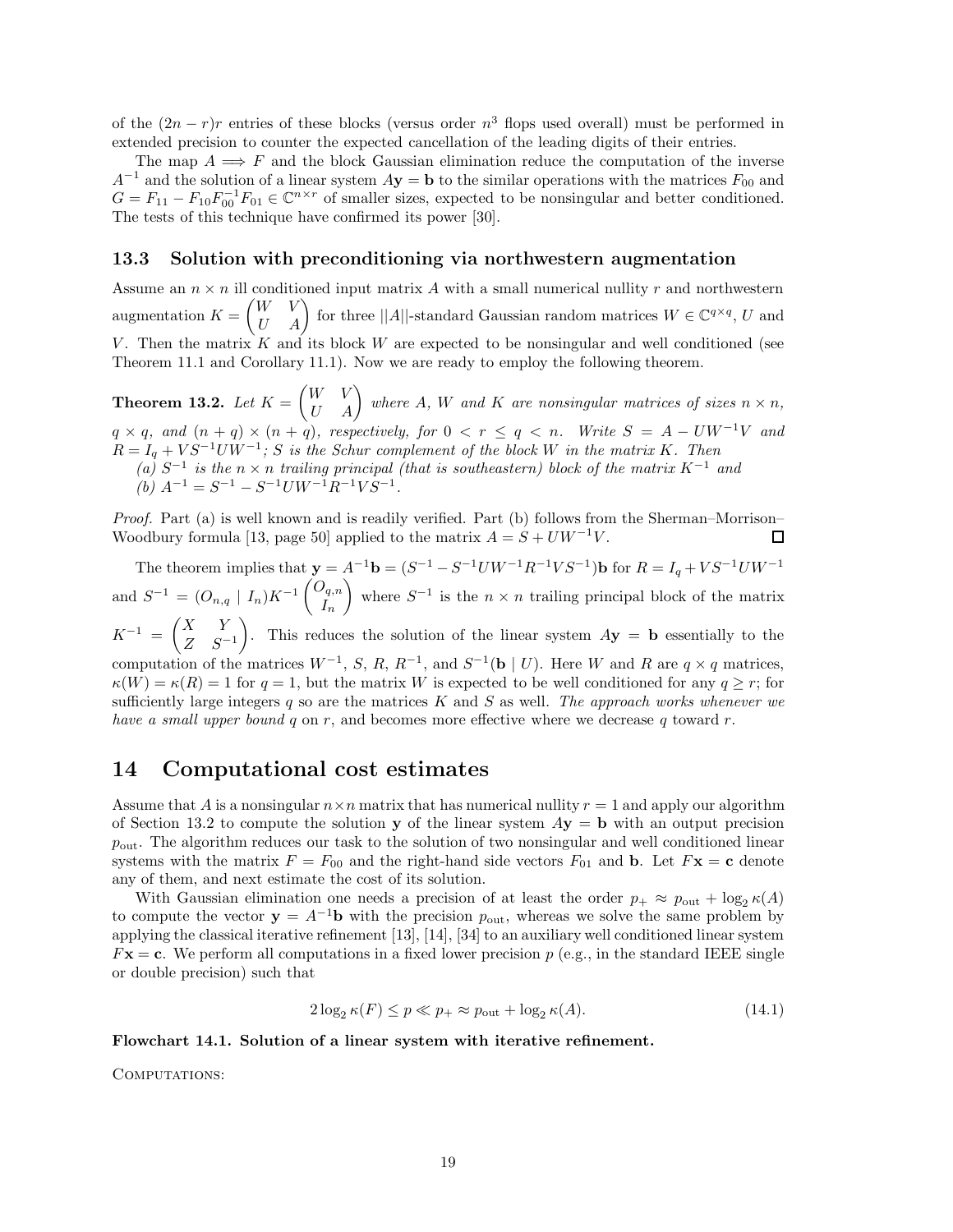of the $(2n-r)r$ entries of these blocks (versus order $n^3$ flops used overall) must be performed in extended precision to counter the expected cancellation of the leading digits of their entries.

The map $A \Longrightarrow F$ and the block Gaussian elimination reduce the computation of the inverse $A^{-1}$ and the solution of a linear system $A\mathbf{y} = \mathbf{b}$ to the similar operations with the matrices $F_{00}$ and $G = F_{11} - F_{10}F_{00}^{-1}F_{01} \in \mathbb{C}^{n\times r}$ of smaller sizes, expected to be nonsingular and better conditioned. The tests of this technique have confirmed its power [30].

### 13.3 Solution with preconditioning via northwestern augmentation

Assume an $n \times n$ ill conditioned input matrix $A$ with a small numerical nullity $r$ and northwestern augmentation $K = \begin{pmatrix} W & V \\ U & A \end{pmatrix}$ for three $||A||$-standard Gaussian random matrices $W \in \mathbb{C}^{q\times q}$, $U$ and $V$. Then the matrix $K$ and its block $W$ are expected to be nonsingular and well conditioned (see Theorem 11.1 and Corollary 11.1). Now we are ready to employ the following theorem.

**Theorem 13.2.** *Let $K = \begin{pmatrix} W & V \\ U & A \end{pmatrix}$ where $A$, $W$ and $K$ are nonsingular matrices of sizes $n \times n$, $q \times q$, and $(n+q)\times(n+q)$, respectively, for $0 < r \le q < n$. Write $S = A - UW^{-1}V$ and $R = I_q + VS^{-1}UW^{-1}$; $S$ is the Schur complement of the block $W$ in the matrix $K$. Then*
*(a) $S^{-1}$ is the $n \times n$ trailing principal (that is southeastern) block of the matrix $K^{-1}$ and*
*(b) $A^{-1} = S^{-1} - S^{-1}UW^{-1}R^{-1}VS^{-1}$.*

*Proof.* Part (a) is well known and is readily verified. Part (b) follows from the Sherman–Morrison–Woodbury formula [13, page 50] applied to the matrix $A = S + UW^{-1}V$. □

The theorem implies that $\mathbf{y} = A^{-1}\mathbf{b} = (S^{-1} - S^{-1}UW^{-1}R^{-1}VS^{-1})\mathbf{b}$ for $R = I_q + VS^{-1}UW^{-1}$ and $S^{-1} = (O_{n,q} \mid I_n)K^{-1}\begin{pmatrix} O_{q,n} \\ I_n \end{pmatrix}$ where $S^{-1}$ is the $n \times n$ trailing principal block of the matrix $K^{-1} = \begin{pmatrix} X & Y \\ Z & S^{-1} \end{pmatrix}$. This reduces the solution of the linear system $A\mathbf{y} = \mathbf{b}$ essentially to the computation of the matrices $W^{-1}$, $S$, $R$, $R^{-1}$, and $S^{-1}(\mathbf{b} \mid U)$. Here $W$ and $R$ are $q \times q$ matrices, $\kappa(W) = \kappa(R) = 1$ for $q = 1$, but the matrix $W$ is expected to be well conditioned for any $q \ge r$; for sufficiently large integers $q$ so are the matrices $K$ and $S$ as well. *The approach works whenever we have a small upper bound $q$ on $r$, and becomes more effective where we decrease $q$ toward $r$.*

## 14 Computational cost estimates

Assume that $A$ is a nonsingular $n \times n$ matrix that has numerical nullity $r = 1$ and apply our algorithm of Section 13.2 to compute the solution $\mathbf{y}$ of the linear system $A\mathbf{y} = \mathbf{b}$ with an output precision $p_{\text{out}}$. The algorithm reduces our task to the solution of two nonsingular and well conditioned linear systems with the matrix $F = F_{00}$ and the right-hand side vectors $F_{01}$ and $\mathbf{b}$. Let $F\mathbf{x} = \mathbf{c}$ denote any of them, and next estimate the cost of its solution.

With Gaussian elimination one needs a precision of at least the order $p_+ \approx p_{\text{out}} + \log_2 \kappa(A)$ to compute the vector $\mathbf{y} = A^{-1}\mathbf{b}$ with the precision $p_{\text{out}}$, whereas we solve the same problem by applying the classical iterative refinement [13], [14], [34] to an auxiliary well conditioned linear system $F\mathbf{x} = \mathbf{c}$. We perform all computations in a fixed lower precision $p$ (e.g., in the standard IEEE single or double precision) such that

$$2\log_2 \kappa(F) \le p \ll p_+ \approx p_{\text{out}} + \log_2 \kappa(A). \tag{14.1}$$

**Flowchart 14.1. Solution of a linear system with iterative refinement.**

COMPUTATIONS: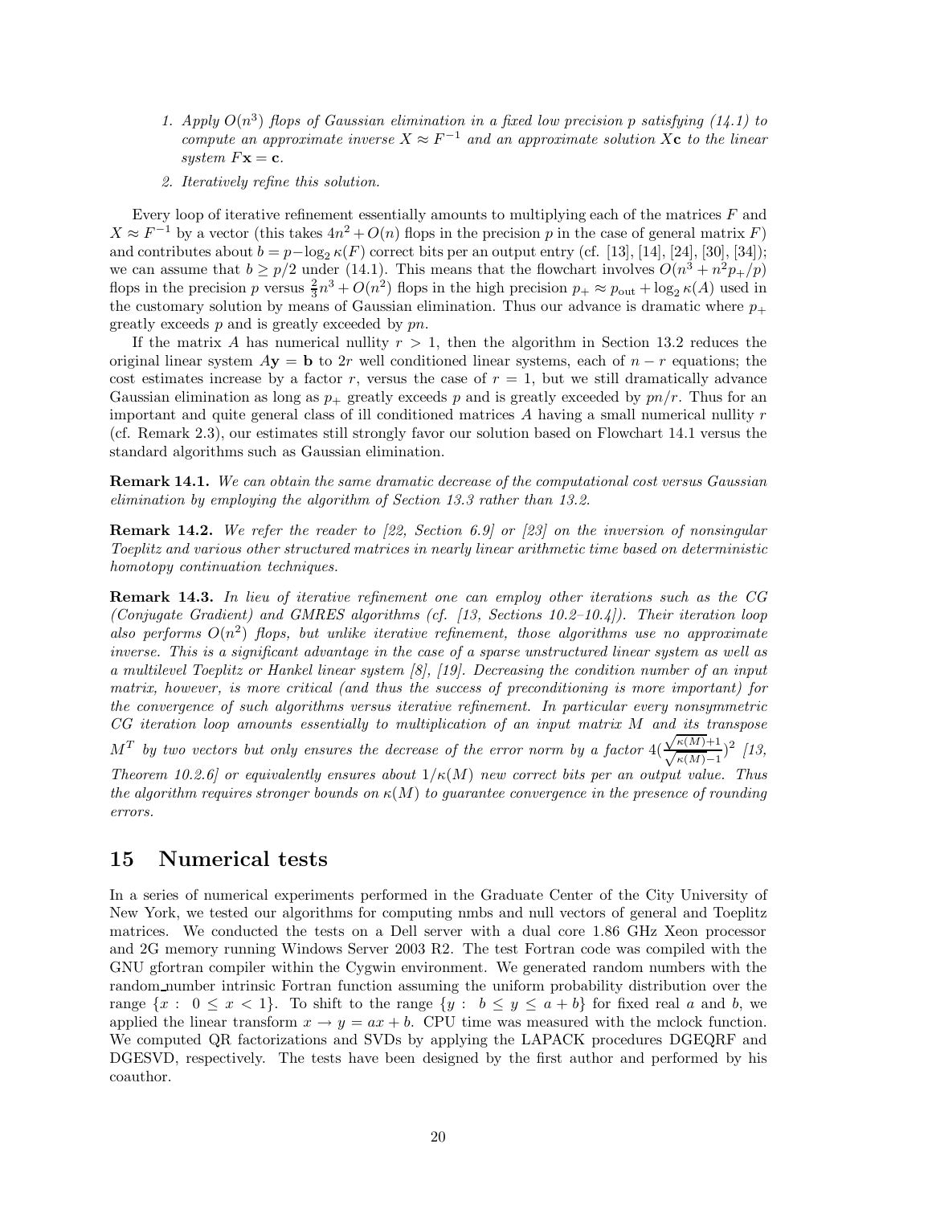1. *Apply $O(n^3)$ flops of Gaussian elimination in a fixed low precision $p$ satisfying (14.1) to compute an approximate inverse $X \approx F^{-1}$ and an approximate solution $X\mathbf{c}$ to the linear system $F\mathbf{x} = \mathbf{c}$.*
2. *Iteratively refine this solution.*

Every loop of iterative refinement essentially amounts to multiplying each of the matrices $F$ and $X \approx F^{-1}$ by a vector (this takes $4n^2 + O(n)$ flops in the precision $p$ in the case of general matrix $F$) and contributes about $b = p - \log_2 \kappa(F)$ correct bits per an output entry (cf. [13], [14], [24], [30], [34]); we can assume that $b \geq p/2$ under (14.1). This means that the flowchart involves $O(n^3 + n^2 p_+/p)$ flops in the precision $p$ versus $\frac{2}{3}n^3 + O(n^2)$ flops in the high precision $p_+ \approx p_{\rm out} + \log_2 \kappa(A)$ used in the customary solution by means of Gaussian elimination. Thus our advance is dramatic where $p_+$ greatly exceeds $p$ and is greatly exceeded by $pn$.

If the matrix $A$ has numerical nullity $r > 1$, then the algorithm in Section 13.2 reduces the original linear system $A\mathbf{y} = \mathbf{b}$ to $2r$ well conditioned linear systems, each of $n - r$ equations; the cost estimates increase by a factor $r$, versus the case of $r = 1$, but we still dramatically advance Gaussian elimination as long as $p_+$ greatly exceeds $p$ and is greatly exceeded by $pn/r$. Thus for an important and quite general class of ill conditioned matrices $A$ having a small numerical nullity $r$ (cf. Remark 2.3), our estimates still strongly favor our solution based on Flowchart 14.1 versus the standard algorithms such as Gaussian elimination.

**Remark 14.1.** *We can obtain the same dramatic decrease of the computational cost versus Gaussian elimination by employing the algorithm of Section 13.3 rather than 13.2.*

**Remark 14.2.** *We refer the reader to [22, Section 6.9] or [23] on the inversion of nonsingular Toeplitz and various other structured matrices in nearly linear arithmetic time based on deterministic homotopy continuation techniques.*

**Remark 14.3.** *In lieu of iterative refinement one can employ other iterations such as the CG (Conjugate Gradient) and GMRES algorithms (cf. [13, Sections 10.2–10.4]). Their iteration loop also performs $O(n^2)$ flops, but unlike iterative refinement, those algorithms use no approximate inverse. This is a significant advantage in the case of a sparse unstructured linear system as well as a multilevel Toeplitz or Hankel linear system [8], [19]. Decreasing the condition number of an input matrix, however, is more critical (and thus the success of preconditioning is more important) for the convergence of such algorithms versus iterative refinement. In particular every nonsymmetric CG iteration loop amounts essentially to multiplication of an input matrix $M$ and its transpose $M^T$ by two vectors but only ensures the decrease of the error norm by a factor $4(\frac{\sqrt{\kappa(M)}+1}{\sqrt{\kappa(M)}-1})^2$ [13, Theorem 10.2.6] or equivalently ensures about $1/\kappa(M)$ new correct bits per an output value. Thus the algorithm requires stronger bounds on $\kappa(M)$ to guarantee convergence in the presence of rounding errors.*

## 15 Numerical tests

In a series of numerical experiments performed in the Graduate Center of the City University of New York, we tested our algorithms for computing nmbs and null vectors of general and Toeplitz matrices. We conducted the tests on a Dell server with a dual core 1.86 GHz Xeon processor and 2G memory running Windows Server 2003 R2. The test Fortran code was compiled with the GNU gfortran compiler within the Cygwin environment. We generated random numbers with the random_number intrinsic Fortran function assuming the uniform probability distribution over the range $\{x : \ 0 \leq x < 1\}$. To shift to the range $\{y : \ b \leq y \leq a + b\}$ for fixed real $a$ and $b$, we applied the linear transform $x \rightarrow y = ax + b$. CPU time was measured with the mclock function. We computed QR factorizations and SVDs by applying the LAPACK procedures DGEQRF and DGESVD, respectively. The tests have been designed by the first author and performed by his coauthor.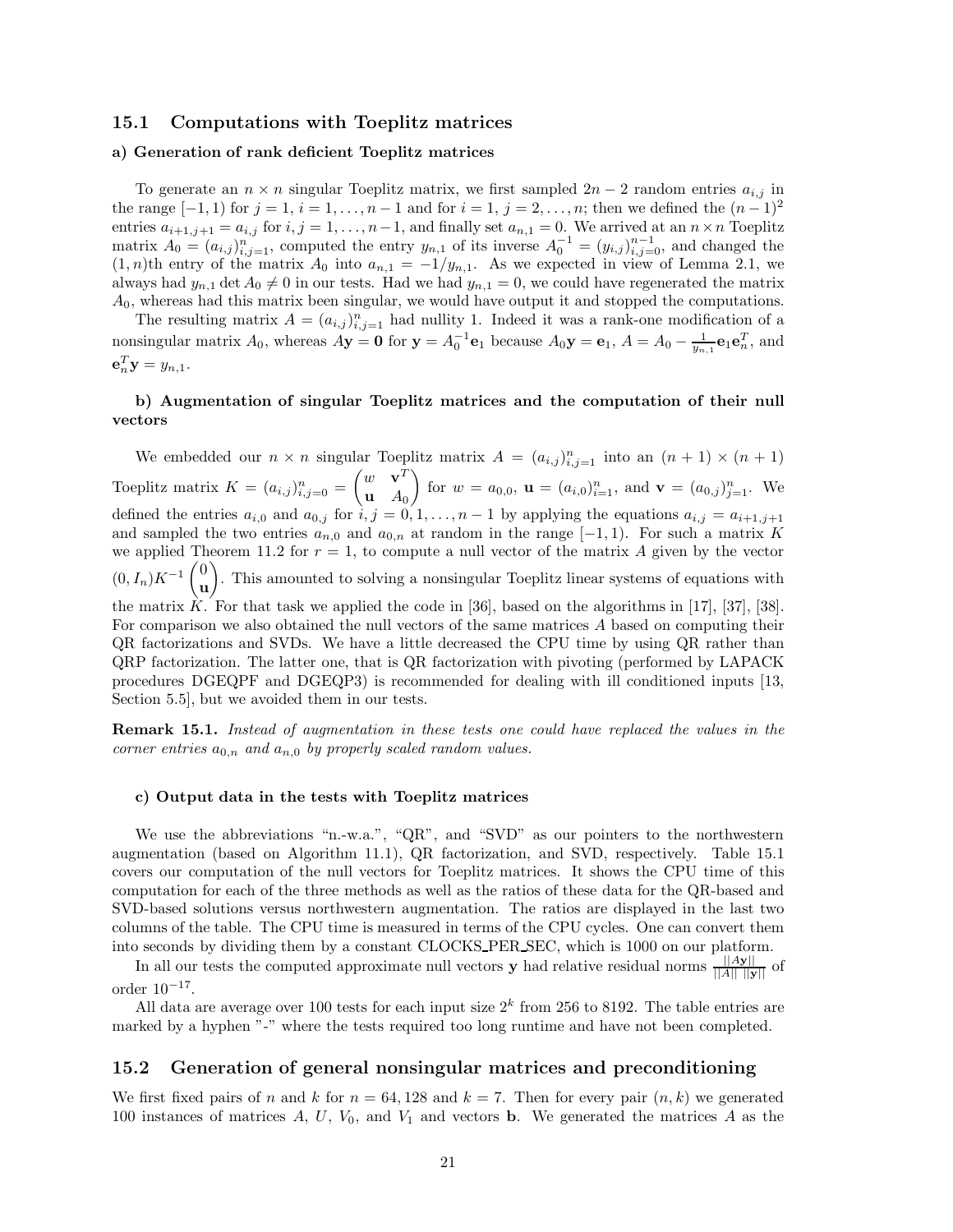## 15.1 Computations with Toeplitz matrices

### a) Generation of rank deficient Toeplitz matrices

To generate an $n \times n$ singular Toeplitz matrix, we first sampled $2n-2$ random entries $a_{i,j}$ in the range $[-1, 1)$ for $j = 1$, $i = 1, \ldots, n-1$ and for $i = 1$, $j = 2, \ldots, n$; then we defined the $(n-1)^2$ entries $a_{i+1,j+1} = a_{i,j}$ for $i, j = 1, \ldots, n-1$, and finally set $a_{n,1} = 0$. We arrived at an $n \times n$ Toeplitz matrix $A_0 = (a_{i,j})_{i,j=1}^n$, computed the entry $y_{n,1}$ of its inverse $A_0^{-1} = (y_{i,j})_{i,j=0}^{n-1}$, and changed the $(1, n)$th entry of the matrix $A_0$ into $a_{n,1} = -1/y_{n,1}$. As we expected in view of Lemma 2.1, we always had $y_{n,1} \det A_0 \neq 0$ in our tests. Had we had $y_{n,1} = 0$, we could have regenerated the matrix $A_0$, whereas had this matrix been singular, we would have output it and stopped the computations.

The resulting matrix $A = (a_{i,j})_{i,j=1}^n$ had nullity 1. Indeed it was a rank-one modification of a nonsingular matrix $A_0$, whereas $A\mathbf{y} = \mathbf{0}$ for $\mathbf{y} = A_0^{-1}\mathbf{e}_1$ because $A_0\mathbf{y} = \mathbf{e}_1$, $A = A_0 - \frac{1}{y_{n,1}}\mathbf{e}_1\mathbf{e}_n^T$, and $\mathbf{e}_n^T\mathbf{y} = y_{n,1}$.

### b) Augmentation of singular Toeplitz matrices and the computation of their null vectors

We embedded our $n \times n$ singular Toeplitz matrix $A = (a_{i,j})_{i,j=1}^n$ into an $(n+1) \times (n+1)$ Toeplitz matrix $K = (a_{i,j})_{i,j=0}^n = \begin{pmatrix} w & \mathbf{v}^T \\ \mathbf{u} & A_0 \end{pmatrix}$ for $w = a_{0,0}$, $\mathbf{u} = (a_{i,0})_{i=1}^n$, and $\mathbf{v} = (a_{0,j})_{j=1}^n$. We defined the entries $a_{i,0}$ and $a_{0,j}$ for $i, j = 0, 1, \ldots, n-1$ by applying the equations $a_{i,j} = a_{i+1,j+1}$ and sampled the two entries $a_{n,0}$ and $a_{0,n}$ at random in the range $[-1, 1)$. For such a matrix $K$ we applied Theorem 11.2 for $r = 1$, to compute a null vector of the matrix $A$ given by the vector $(0, I_n)K^{-1}\begin{pmatrix} 0 \\ \mathbf{u} \end{pmatrix}$. This amounted to solving a nonsingular Toeplitz linear systems of equations with the matrix $K$. For that task we applied the code in [36], based on the algorithms in [17], [37], [38]. For comparison we also obtained the null vectors of the same matrices $A$ based on computing their QR factorizations and SVDs. We have a little decreased the CPU time by using QR rather than QRP factorization. The latter one, that is QR factorization with pivoting (performed by LAPACK procedures DGEQPF and DGEQP3) is recommended for dealing with ill conditioned inputs [13, Section 5.5], but we avoided them in our tests.

**Remark 15.1.** *Instead of augmentation in these tests one could have replaced the values in the corner entries $a_{0,n}$ and $a_{n,0}$ by properly scaled random values.*

### c) Output data in the tests with Toeplitz matrices

We use the abbreviations "n.-w.a.", "QR", and "SVD" as our pointers to the northwestern augmentation (based on Algorithm 11.1), QR factorization, and SVD, respectively. Table 15.1 covers our computation of the null vectors for Toeplitz matrices. It shows the CPU time of this computation for each of the three methods as well as the ratios of these data for the QR-based and SVD-based solutions versus northwestern augmentation. The ratios are displayed in the last two columns of the table. The CPU time is measured in terms of the CPU cycles. One can convert them into seconds by dividing them by a constant CLOCKS_PER_SEC, which is 1000 on our platform.

In all our tests the computed approximate null vectors $\mathbf{y}$ had relative residual norms $\frac{||A\mathbf{y}||}{||A||\ ||\mathbf{y}||}$ of order $10^{-17}$.

All data are average over 100 tests for each input size $2^k$ from 256 to 8192. The table entries are marked by a hyphen "-" where the tests required too long runtime and have not been completed.

## 15.2 Generation of general nonsingular matrices and preconditioning

We first fixed pairs of $n$ and $k$ for $n = 64, 128$ and $k = 7$. Then for every pair $(n, k)$ we generated 100 instances of matrices $A$, $U$, $V_0$, and $V_1$ and vectors $\mathbf{b}$. We generated the matrices $A$ as the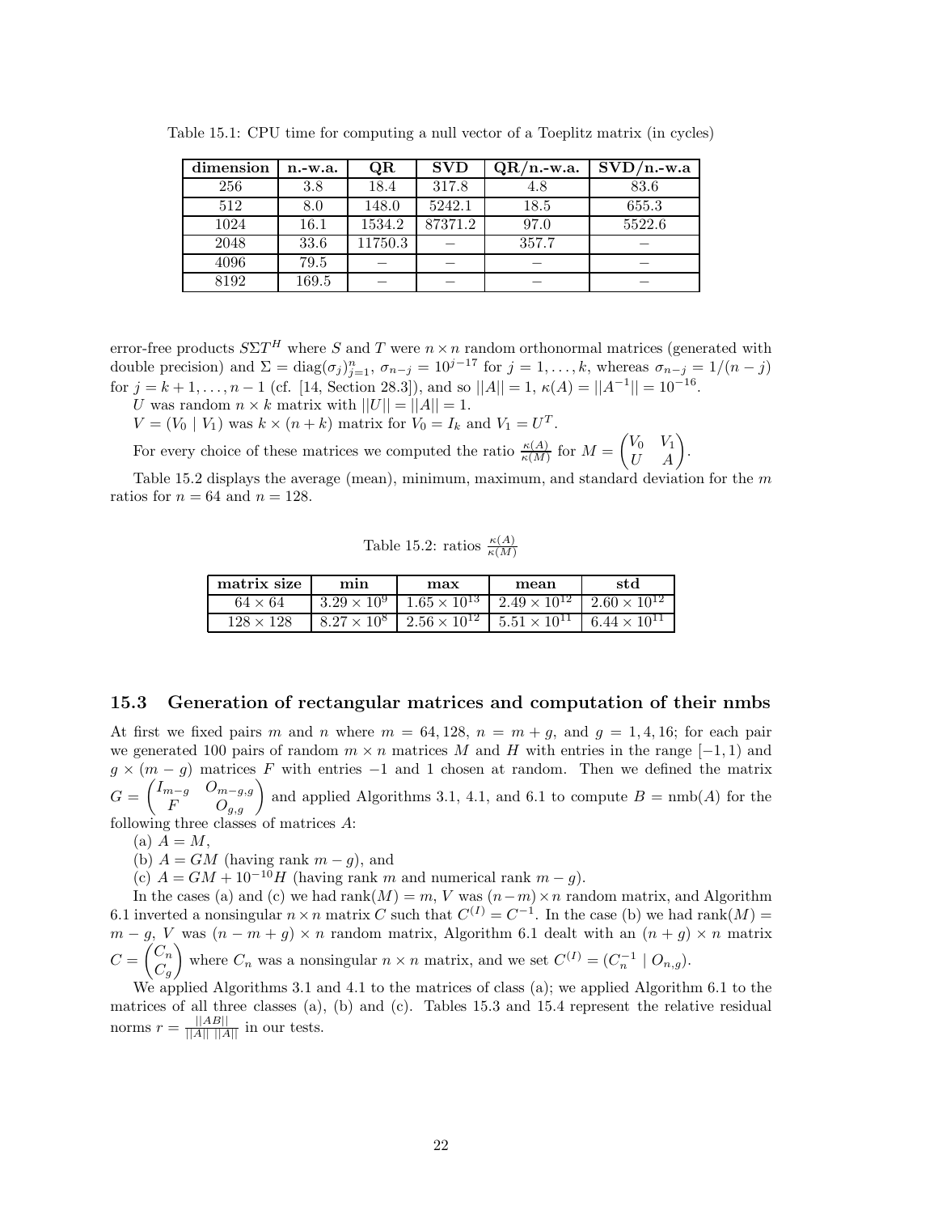Table 15.1: CPU time for computing a null vector of a Toeplitz matrix (in cycles)

| dimension | n.-w.a. | QR | SVD | QR/n.-w.a. | SVD/n.-w.a |
|---|---|---|---|---|---|
| 256 | 3.8 | 18.4 | 317.8 | 4.8 | 83.6 |
| 512 | 8.0 | 148.0 | 5242.1 | 18.5 | 655.3 |
| 1024 | 16.1 | 1534.2 | 87371.2 | 97.0 | 5522.6 |
| 2048 | 33.6 | 11750.3 | − | 357.7 | − |
| 4096 | 79.5 | − | − | − | − |
| 8192 | 169.5 | − | − | − | − |

error-free products $S\Sigma T^H$ where $S$ and $T$ were $n \times n$ random orthonormal matrices (generated with double precision) and $\Sigma = \text{diag}(\sigma_j)_{j=1}^n$, $\sigma_{n-j} = 10^{j-17}$ for $j = 1, \ldots, k$, whereas $\sigma_{n-j} = 1/(n-j)$ for $j = k+1, \ldots, n-1$ (cf. [14, Section 28.3]), and so $||A|| = 1$, $\kappa(A) = ||A^{-1}|| = 10^{-16}$.

$U$ was random $n \times k$ matrix with $||U|| = ||A|| = 1$.

$V = (V_0 \mid V_1)$ was $k \times (n+k)$ matrix for $V_0 = I_k$ and $V_1 = U^T$.

For every choice of these matrices we computed the ratio $\frac{\kappa(A)}{\kappa(M)}$ for $M = \begin{pmatrix} V_0 & V_1 \\ U & A \end{pmatrix}$.

Table 15.2 displays the average (mean), minimum, maximum, and standard deviation for the $m$ ratios for $n = 64$ and $n = 128$.

Table 15.2: ratios $\frac{\kappa(A)}{\kappa(M)}$

| matrix size | min | max | mean | std |
|---|---|---|---|---|
| $64 \times 64$ | $3.29 \times 10^9$ | $1.65 \times 10^{13}$ | $2.49 \times 10^{12}$ | $2.60 \times 10^{12}$ |
| $128 \times 128$ | $8.27 \times 10^8$ | $2.56 \times 10^{12}$ | $5.51 \times 10^{11}$ | $6.44 \times 10^{11}$ |

### 15.3 Generation of rectangular matrices and computation of their nmbs

At first we fixed pairs $m$ and $n$ where $m = 64, 128$, $n = m + g$, and $g = 1, 4, 16$; for each pair we generated 100 pairs of random $m \times n$ matrices $M$ and $H$ with entries in the range $[-1, 1)$ and $g \times (m - g)$ matrices $F$ with entries $-1$ and 1 chosen at random. Then we defined the matrix $G = \begin{pmatrix} I_{m-g} & O_{m-g,g} \\ F & O_{g,g} \end{pmatrix}$ and applied Algorithms 3.1, 4.1, and 6.1 to compute $B = \text{nmb}(A)$ for the following three classes of matrices $A$:

(a) $A = M$,

(b) $A = GM$ (having rank $m - g$), and

(c) $A = GM + 10^{-10}H$ (having rank $m$ and numerical rank $m - g$).

In the cases (a) and (c) we had $\text{rank}(M) = m$, $V$ was $(n-m) \times n$ random matrix, and Algorithm 6.1 inverted a nonsingular $n \times n$ matrix $C$ such that $C^{(I)} = C^{-1}$. In the case (b) we had $\text{rank}(M) = m - g$, $V$ was $(n - m + g) \times n$ random matrix, Algorithm 6.1 dealt with an $(n+g) \times n$ matrix $C = \begin{pmatrix} C_n \\ C_g \end{pmatrix}$ where $C_n$ was a nonsingular $n \times n$ matrix, and we set $C^{(I)} = (C_n^{-1} \mid O_{n,g})$.

We applied Algorithms 3.1 and 4.1 to the matrices of class (a); we applied Algorithm 6.1 to the matrices of all three classes (a), (b) and (c). Tables 15.3 and 15.4 represent the relative residual norms $r = \frac{||AB||}{||A||\ ||A||}$ in our tests.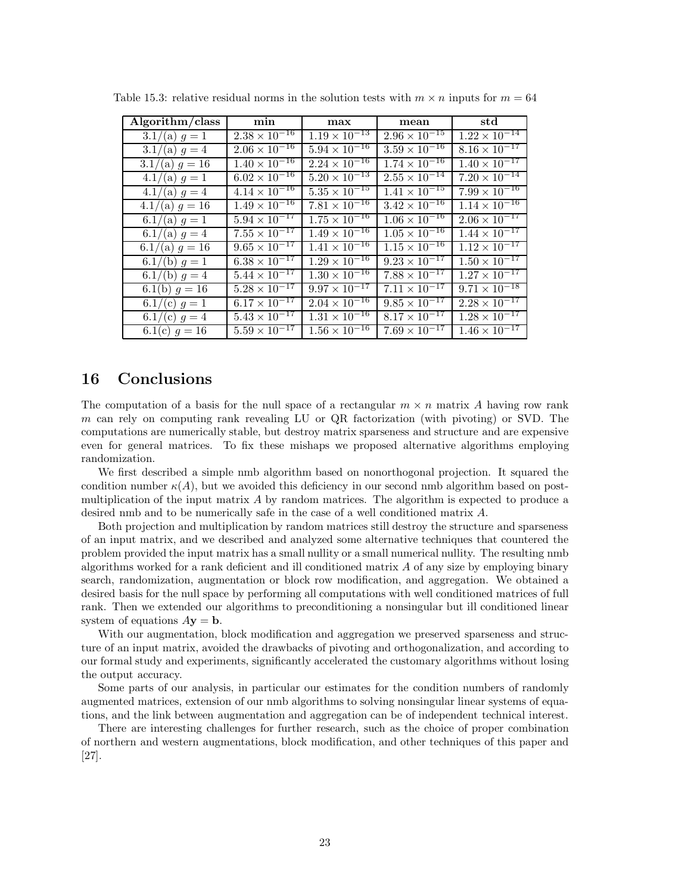Table 15.3: relative residual norms in the solution tests with $m \times n$ inputs for $m = 64$

| Algorithm/class | min | max | mean | std |
|---|---|---|---|---|
| 3.1/(a) $g = 1$ | $2.38 \times 10^{-16}$ | $1.19 \times 10^{-13}$ | $2.96 \times 10^{-15}$ | $1.22 \times 10^{-14}$ |
| 3.1/(a) $g = 4$ | $2.06 \times 10^{-16}$ | $5.94 \times 10^{-16}$ | $3.59 \times 10^{-16}$ | $8.16 \times 10^{-17}$ |
| 3.1/(a) $g = 16$ | $1.40 \times 10^{-16}$ | $2.24 \times 10^{-16}$ | $1.74 \times 10^{-16}$ | $1.40 \times 10^{-17}$ |
| 4.1/(a) $g = 1$ | $6.02 \times 10^{-16}$ | $5.20 \times 10^{-13}$ | $2.55 \times 10^{-14}$ | $7.20 \times 10^{-14}$ |
| 4.1/(a) $g = 4$ | $4.14 \times 10^{-16}$ | $5.35 \times 10^{-15}$ | $1.41 \times 10^{-15}$ | $7.99 \times 10^{-16}$ |
| 4.1/(a) $g = 16$ | $1.49 \times 10^{-16}$ | $7.81 \times 10^{-16}$ | $3.42 \times 10^{-16}$ | $1.14 \times 10^{-16}$ |
| 6.1/(a) $g = 1$ | $5.94 \times 10^{-17}$ | $1.75 \times 10^{-16}$ | $1.06 \times 10^{-16}$ | $2.06 \times 10^{-17}$ |
| 6.1/(a) $g = 4$ | $7.55 \times 10^{-17}$ | $1.49 \times 10^{-16}$ | $1.05 \times 10^{-16}$ | $1.44 \times 10^{-17}$ |
| 6.1/(a) $g = 16$ | $9.65 \times 10^{-17}$ | $1.41 \times 10^{-16}$ | $1.15 \times 10^{-16}$ | $1.12 \times 10^{-17}$ |
| 6.1/(b) $g = 1$ | $6.38 \times 10^{-17}$ | $1.29 \times 10^{-16}$ | $9.23 \times 10^{-17}$ | $1.50 \times 10^{-17}$ |
| 6.1/(b) $g = 4$ | $5.44 \times 10^{-17}$ | $1.30 \times 10^{-16}$ | $7.88 \times 10^{-17}$ | $1.27 \times 10^{-17}$ |
| 6.1(b) $g = 16$ | $5.28 \times 10^{-17}$ | $9.97 \times 10^{-17}$ | $7.11 \times 10^{-17}$ | $9.71 \times 10^{-18}$ |
| 6.1/(c) $g = 1$ | $6.17 \times 10^{-17}$ | $2.04 \times 10^{-16}$ | $9.85 \times 10^{-17}$ | $2.28 \times 10^{-17}$ |
| 6.1/(c) $g = 4$ | $5.43 \times 10^{-17}$ | $1.31 \times 10^{-16}$ | $8.17 \times 10^{-17}$ | $1.28 \times 10^{-17}$ |
| 6.1(c) $g = 16$ | $5.59 \times 10^{-17}$ | $1.56 \times 10^{-16}$ | $7.69 \times 10^{-17}$ | $1.46 \times 10^{-17}$ |

# 16 Conclusions

The computation of a basis for the null space of a rectangular $m \times n$ matrix $A$ having row rank $m$ can rely on computing rank revealing LU or QR factorization (with pivoting) or SVD. The computations are numerically stable, but destroy matrix sparseness and structure and are expensive even for general matrices. To fix these mishaps we proposed alternative algorithms employing randomization.

We first described a simple nmb algorithm based on nonorthogonal projection. It squared the condition number $\kappa(A)$, but we avoided this deficiency in our second nmb algorithm based on post-multiplication of the input matrix $A$ by random matrices. The algorithm is expected to produce a desired nmb and to be numerically safe in the case of a well conditioned matrix $A$.

Both projection and multiplication by random matrices still destroy the structure and sparseness of an input matrix, and we described and analyzed some alternative techniques that countered the problem provided the input matrix has a small nullity or a small numerical nullity. The resulting nmb algorithms worked for a rank deficient and ill conditioned matrix $A$ of any size by employing binary search, randomization, augmentation or block row modification, and aggregation. We obtained a desired basis for the null space by performing all computations with well conditioned matrices of full rank. Then we extended our algorithms to preconditioning a nonsingular but ill conditioned linear system of equations $A\mathbf{y} = \mathbf{b}$.

With our augmentation, block modification and aggregation we preserved sparseness and structure of an input matrix, avoided the drawbacks of pivoting and orthogonalization, and according to our formal study and experiments, significantly accelerated the customary algorithms without losing the output accuracy.

Some parts of our analysis, in particular our estimates for the condition numbers of randomly augmented matrices, extension of our nmb algorithms to solving nonsingular linear systems of equations, and the link between augmentation and aggregation can be of independent technical interest.

There are interesting challenges for further research, such as the choice of proper combination of northern and western augmentations, block modification, and other techniques of this paper and [27].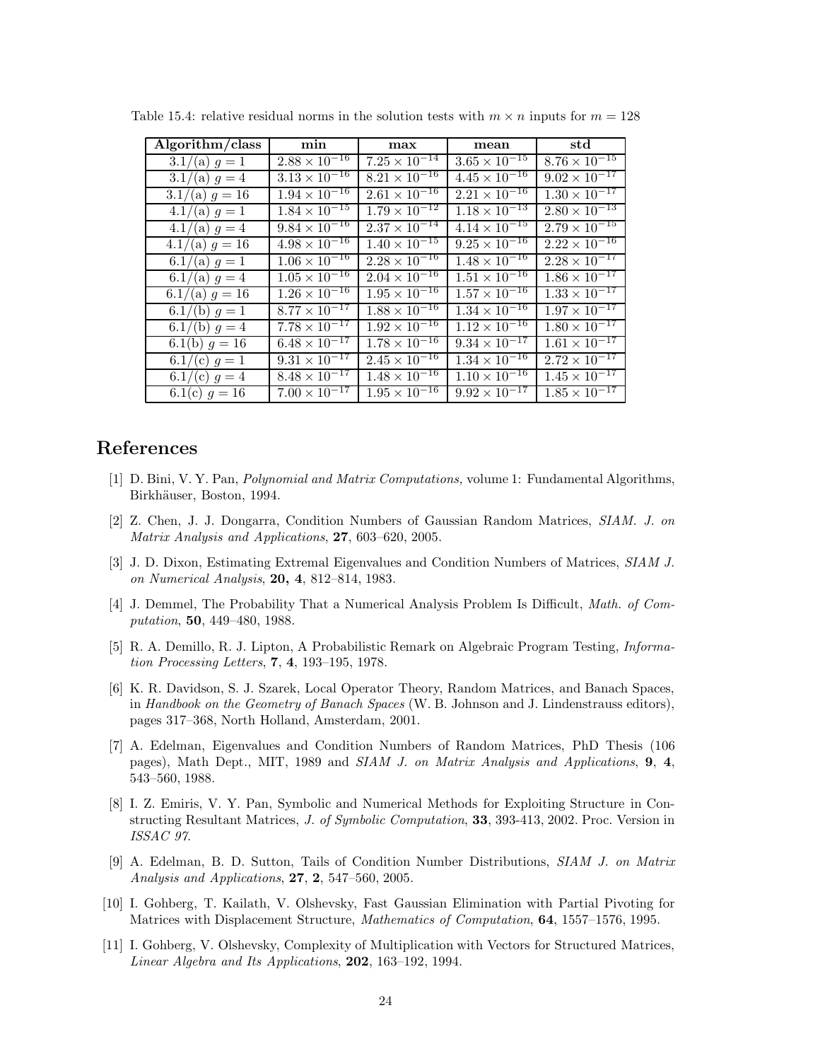Table 15.4: relative residual norms in the solution tests with $m \times n$ inputs for $m = 128$

| Algorithm/class | min | max | mean | std |
|---|---|---|---|---|
| 3.1/(a) $g = 1$ | $2.88 \times 10^{-16}$ | $7.25 \times 10^{-14}$ | $3.65 \times 10^{-15}$ | $8.76 \times 10^{-15}$ |
| 3.1/(a) $g = 4$ | $3.13 \times 10^{-16}$ | $8.21 \times 10^{-16}$ | $4.45 \times 10^{-16}$ | $9.02 \times 10^{-17}$ |
| 3.1/(a) $g = 16$ | $1.94 \times 10^{-16}$ | $2.61 \times 10^{-16}$ | $2.21 \times 10^{-16}$ | $1.30 \times 10^{-17}$ |
| 4.1/(a) $g = 1$ | $1.84 \times 10^{-15}$ | $1.79 \times 10^{-12}$ | $1.18 \times 10^{-13}$ | $2.80 \times 10^{-13}$ |
| 4.1/(a) $g = 4$ | $9.84 \times 10^{-16}$ | $2.37 \times 10^{-14}$ | $4.14 \times 10^{-15}$ | $2.79 \times 10^{-15}$ |
| 4.1/(a) $g = 16$ | $4.98 \times 10^{-16}$ | $1.40 \times 10^{-15}$ | $9.25 \times 10^{-16}$ | $2.22 \times 10^{-16}$ |
| 6.1/(a) $g = 1$ | $1.06 \times 10^{-16}$ | $2.28 \times 10^{-16}$ | $1.48 \times 10^{-16}$ | $2.28 \times 10^{-17}$ |
| 6.1/(a) $g = 4$ | $1.05 \times 10^{-16}$ | $2.04 \times 10^{-16}$ | $1.51 \times 10^{-16}$ | $1.86 \times 10^{-17}$ |
| 6.1/(a) $g = 16$ | $1.26 \times 10^{-16}$ | $1.95 \times 10^{-16}$ | $1.57 \times 10^{-16}$ | $1.33 \times 10^{-17}$ |
| 6.1/(b) $g = 1$ | $8.77 \times 10^{-17}$ | $1.88 \times 10^{-16}$ | $1.34 \times 10^{-16}$ | $1.97 \times 10^{-17}$ |
| 6.1/(b) $g = 4$ | $7.78 \times 10^{-17}$ | $1.92 \times 10^{-16}$ | $1.12 \times 10^{-16}$ | $1.80 \times 10^{-17}$ |
| 6.1(b) $g = 16$ | $6.48 \times 10^{-17}$ | $1.78 \times 10^{-16}$ | $9.34 \times 10^{-17}$ | $1.61 \times 10^{-17}$ |
| 6.1/(c) $g = 1$ | $9.31 \times 10^{-17}$ | $2.45 \times 10^{-16}$ | $1.34 \times 10^{-16}$ | $2.72 \times 10^{-17}$ |
| 6.1/(c) $g = 4$ | $8.48 \times 10^{-17}$ | $1.48 \times 10^{-16}$ | $1.10 \times 10^{-16}$ | $1.45 \times 10^{-17}$ |
| 6.1(c) $g = 16$ | $7.00 \times 10^{-17}$ | $1.95 \times 10^{-16}$ | $9.92 \times 10^{-17}$ | $1.85 \times 10^{-17}$ |

# References

[1] D. Bini, V. Y. Pan, *Polynomial and Matrix Computations,* volume 1: Fundamental Algorithms, Birkhäuser, Boston, 1994.

[2] Z. Chen, J. J. Dongarra, Condition Numbers of Gaussian Random Matrices, *SIAM. J. on Matrix Analysis and Applications*, **27**, 603–620, 2005.

[3] J. D. Dixon, Estimating Extremal Eigenvalues and Condition Numbers of Matrices, *SIAM J. on Numerical Analysis*, **20, 4**, 812–814, 1983.

[4] J. Demmel, The Probability That a Numerical Analysis Problem Is Difficult, *Math. of Computation*, **50**, 449–480, 1988.

[5] R. A. Demillo, R. J. Lipton, A Probabilistic Remark on Algebraic Program Testing, *Information Processing Letters*, **7**, **4**, 193–195, 1978.

[6] K. R. Davidson, S. J. Szarek, Local Operator Theory, Random Matrices, and Banach Spaces, in *Handbook on the Geometry of Banach Spaces* (W. B. Johnson and J. Lindenstrauss editors), pages 317–368, North Holland, Amsterdam, 2001.

[7] A. Edelman, Eigenvalues and Condition Numbers of Random Matrices, PhD Thesis (106 pages), Math Dept., MIT, 1989 and *SIAM J. on Matrix Analysis and Applications*, **9**, **4**, 543–560, 1988.

[8] I. Z. Emiris, V. Y. Pan, Symbolic and Numerical Methods for Exploiting Structure in Constructing Resultant Matrices, *J. of Symbolic Computation*, **33**, 393-413, 2002. Proc. Version in *ISSAC 97*.

[9] A. Edelman, B. D. Sutton, Tails of Condition Number Distributions, *SIAM J. on Matrix Analysis and Applications*, **27**, **2**, 547–560, 2005.

[10] I. Gohberg, T. Kailath, V. Olshevsky, Fast Gaussian Elimination with Partial Pivoting for Matrices with Displacement Structure, *Mathematics of Computation*, **64**, 1557–1576, 1995.

[11] I. Gohberg, V. Olshevsky, Complexity of Multiplication with Vectors for Structured Matrices, *Linear Algebra and Its Applications*, **202**, 163–192, 1994.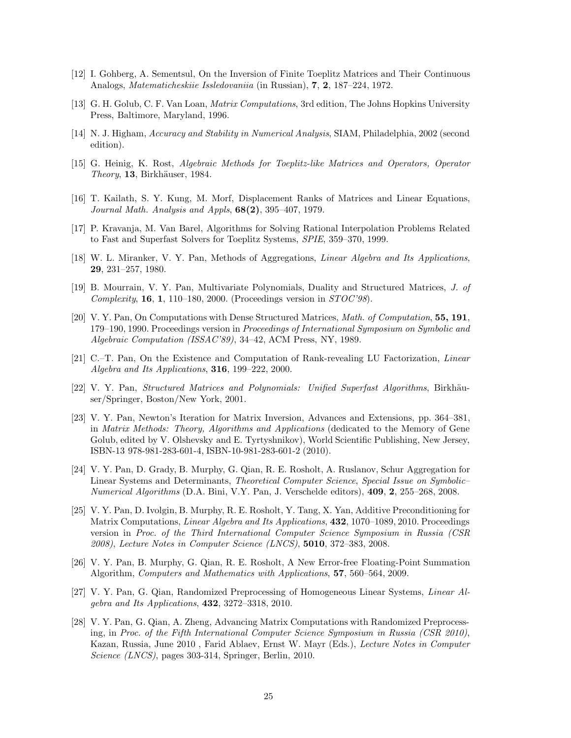[12] I. Gohberg, A. Sementsul, On the Inversion of Finite Toeplitz Matrices and Their Continuous Analogs, *Matematicheskiie Issledovaniia* (in Russian), **7**, **2**, 187–224, 1972.

[13] G. H. Golub, C. F. Van Loan, *Matrix Computations*, 3rd edition, The Johns Hopkins University Press, Baltimore, Maryland, 1996.

[14] N. J. Higham, *Accuracy and Stability in Numerical Analysis*, SIAM, Philadelphia, 2002 (second edition).

[15] G. Heinig, K. Rost, *Algebraic Methods for Toeplitz-like Matrices and Operators, Operator Theory*, **13**, Birkhäuser, 1984.

[16] T. Kailath, S. Y. Kung, M. Morf, Displacement Ranks of Matrices and Linear Equations, *Journal Math. Analysis and Appls*, **68(2)**, 395–407, 1979.

[17] P. Kravanja, M. Van Barel, Algorithms for Solving Rational Interpolation Problems Related to Fast and Superfast Solvers for Toeplitz Systems, *SPIE*, 359–370, 1999.

[18] W. L. Miranker, V. Y. Pan, Methods of Aggregations, *Linear Algebra and Its Applications*, **29**, 231–257, 1980.

[19] B. Mourrain, V. Y. Pan, Multivariate Polynomials, Duality and Structured Matrices, *J. of Complexity*, **16**, **1**, 110–180, 2000. (Proceedings version in *STOC'98*).

[20] V. Y. Pan, On Computations with Dense Structured Matrices, *Math. of Computation*, **55, 191**, 179–190, 1990. Proceedings version in *Proceedings of International Symposium on Symbolic and Algebraic Computation (ISSAC'89)*, 34–42, ACM Press, NY, 1989.

[21] C.–T. Pan, On the Existence and Computation of Rank-revealing LU Factorization, *Linear Algebra and Its Applications*, **316**, 199–222, 2000.

[22] V. Y. Pan, *Structured Matrices and Polynomials: Unified Superfast Algorithms*, Birkhäuser/Springer, Boston/New York, 2001.

[23] V. Y. Pan, Newton's Iteration for Matrix Inversion, Advances and Extensions, pp. 364–381, in *Matrix Methods: Theory, Algorithms and Applications* (dedicated to the Memory of Gene Golub, edited by V. Olshevsky and E. Tyrtyshnikov), World Scientific Publishing, New Jersey, ISBN-13 978-981-283-601-4, ISBN-10-981-283-601-2 (2010).

[24] V. Y. Pan, D. Grady, B. Murphy, G. Qian, R. E. Rosholt, A. Ruslanov, Schur Aggregation for Linear Systems and Determinants, *Theoretical Computer Science*, *Special Issue on Symbolic–Numerical Algorithms* (D.A. Bini, V.Y. Pan, J. Verschelde editors), **409**, **2**, 255–268, 2008.

[25] V. Y. Pan, D. Ivolgin, B. Murphy, R. E. Rosholt, Y. Tang, X. Yan, Additive Preconditioning for Matrix Computations, *Linear Algebra and Its Applications*, **432**, 1070–1089, 2010. Proceedings version in *Proc. of the Third International Computer Science Symposium in Russia (CSR 2008)*, *Lecture Notes in Computer Science (LNCS)*, **5010**, 372–383, 2008.

[26] V. Y. Pan, B. Murphy, G. Qian, R. E. Rosholt, A New Error-free Floating-Point Summation Algorithm, *Computers and Mathematics with Applications*, **57**, 560–564, 2009.

[27] V. Y. Pan, G. Qian, Randomized Preprocessing of Homogeneous Linear Systems, *Linear Algebra and Its Applications*, **432**, 3272–3318, 2010.

[28] V. Y. Pan, G. Qian, A. Zheng, Advancing Matrix Computations with Randomized Preprocessing, in *Proc. of the Fifth International Computer Science Symposium in Russia (CSR 2010)*, Kazan, Russia, June 2010 , Farid Ablaev, Ernst W. Mayr (Eds.), *Lecture Notes in Computer Science (LNCS)*, pages 303-314, Springer, Berlin, 2010.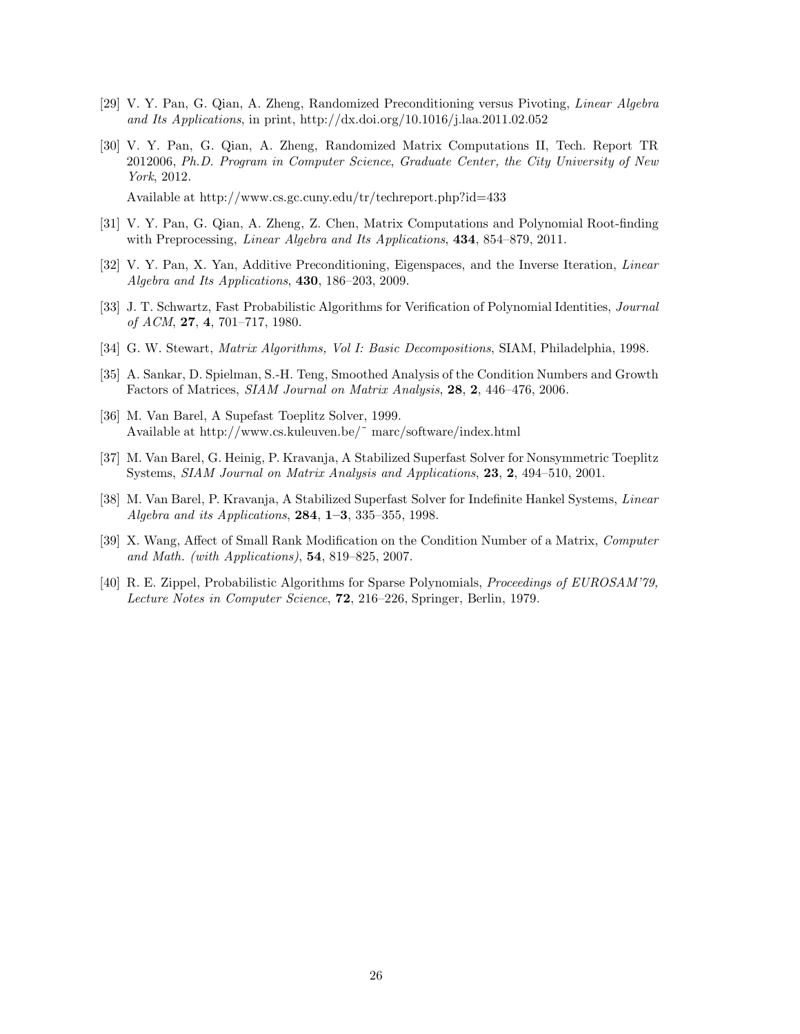[29] V. Y. Pan, G. Qian, A. Zheng, Randomized Preconditioning versus Pivoting, *Linear Algebra and Its Applications*, in print, http://dx.doi.org/10.1016/j.laa.2011.02.052

[30] V. Y. Pan, G. Qian, A. Zheng, Randomized Matrix Computations II, Tech. Report TR 2012006, *Ph.D. Program in Computer Science*, *Graduate Center, the City University of New York*, 2012.

Available at http://www.cs.gc.cuny.edu/tr/techreport.php?id=433

[31] V. Y. Pan, G. Qian, A. Zheng, Z. Chen, Matrix Computations and Polynomial Root-finding with Preprocessing, *Linear Algebra and Its Applications*, **434**, 854–879, 2011.

[32] V. Y. Pan, X. Yan, Additive Preconditioning, Eigenspaces, and the Inverse Iteration, *Linear Algebra and Its Applications*, **430**, 186–203, 2009.

[33] J. T. Schwartz, Fast Probabilistic Algorithms for Verification of Polynomial Identities, *Journal of ACM*, **27**, **4**, 701–717, 1980.

[34] G. W. Stewart, *Matrix Algorithms, Vol I: Basic Decompositions*, SIAM, Philadelphia, 1998.

[35] A. Sankar, D. Spielman, S.-H. Teng, Smoothed Analysis of the Condition Numbers and Growth Factors of Matrices, *SIAM Journal on Matrix Analysis*, **28**, **2**, 446–476, 2006.

[36] M. Van Barel, A Supefast Toeplitz Solver, 1999.
Available at http://www.cs.kuleuven.be/˜ marc/software/index.html

[37] M. Van Barel, G. Heinig, P. Kravanja, A Stabilized Superfast Solver for Nonsymmetric Toeplitz Systems, *SIAM Journal on Matrix Analysis and Applications*, **23**, **2**, 494–510, 2001.

[38] M. Van Barel, P. Kravanja, A Stabilized Superfast Solver for Indefinite Hankel Systems, *Linear Algebra and its Applications*, **284**, **1–3**, 335–355, 1998.

[39] X. Wang, Affect of Small Rank Modification on the Condition Number of a Matrix, *Computer and Math. (with Applications)*, **54**, 819–825, 2007.

[40] R. E. Zippel, Probabilistic Algorithms for Sparse Polynomials, *Proceedings of EUROSAM'79, Lecture Notes in Computer Science*, **72**, 216–226, Springer, Berlin, 1979.